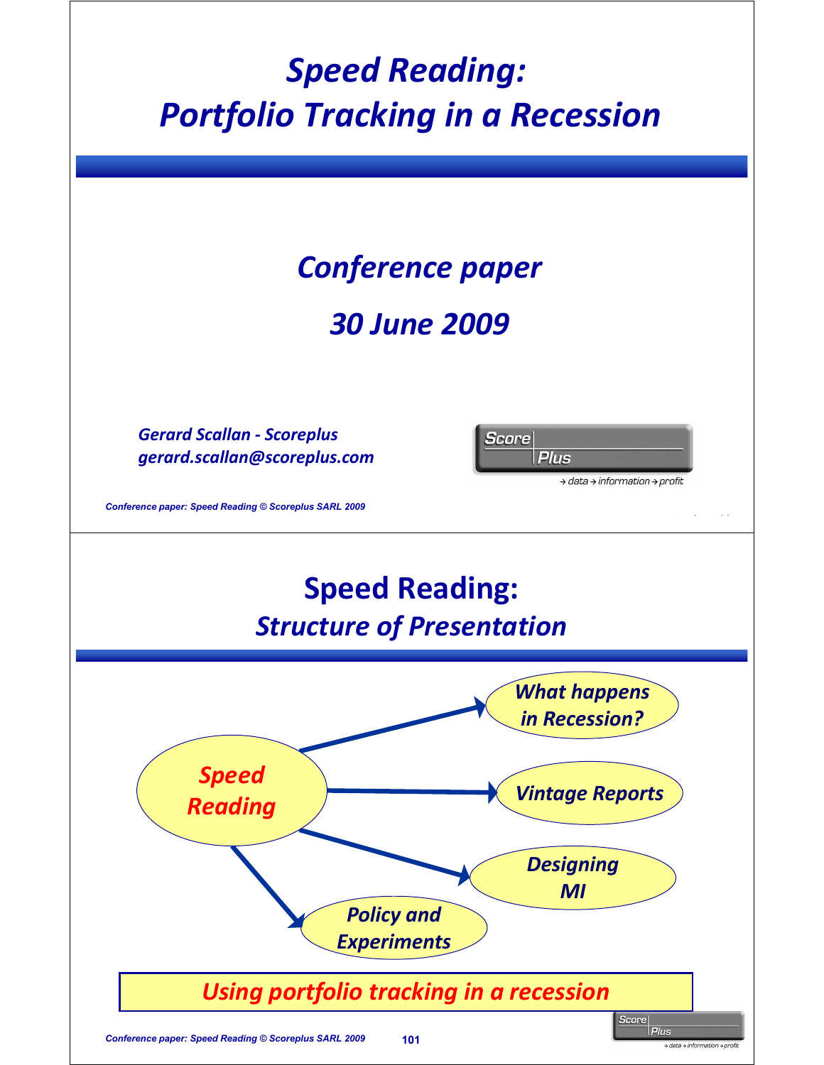# Speed Reading: Portfolio Tracking in a Recession

## Conference paper

## 30 June 2009

*Gerard Scallan - Scoreplus*
*gerard.scallan@scoreplus.com*

Score Plus
→ data → information → profit

---

# Speed Reading:
## *Structure of Presentation*

- *Speed Reading*
  - *What happens in Recession?*
  - *Vintage Reports*
  - *Designing MI*
  - *Policy and Experiments*

*Using portfolio tracking in a recession*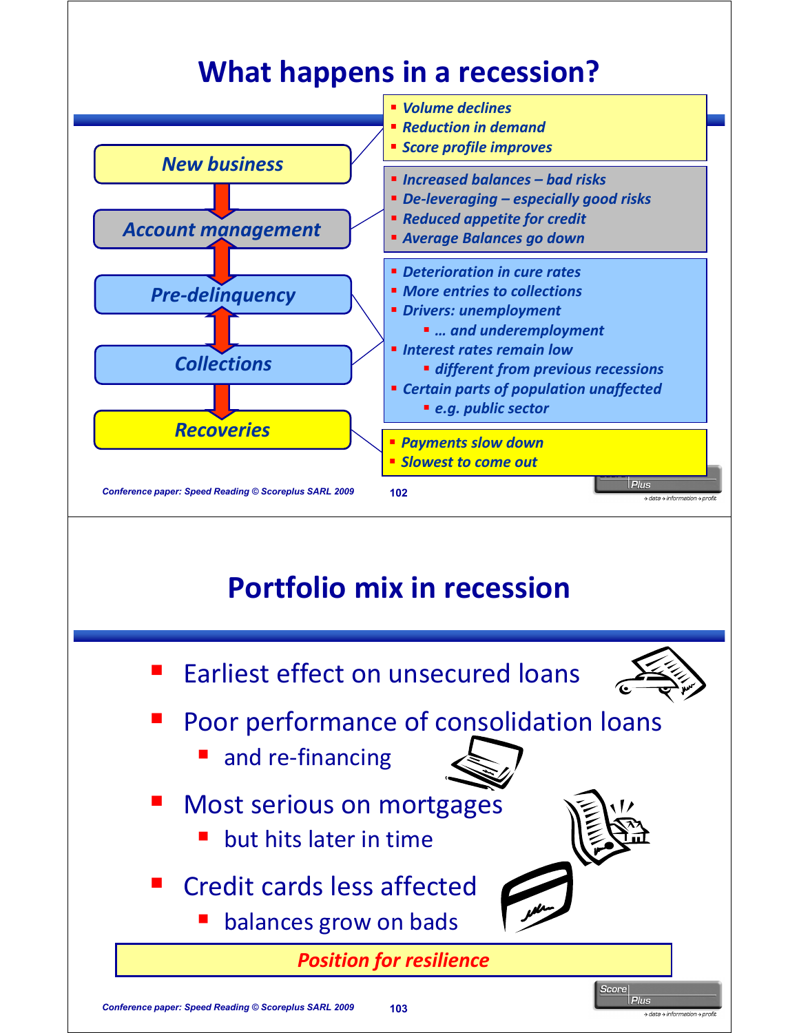# What happens in a recession?

**New business**
- *Volume declines*
- *Reduction in demand*
- *Score profile improves*

**Account management**
- *Increased balances – bad risks*
- *De-leveraging – especially good risks*
- *Reduced appetite for credit*
- *Average Balances go down*

**Pre-delinquency** / **Collections**
- *Deterioration in cure rates*
- *More entries to collections*
- *Drivers: unemployment*
  - *… and underemployment*
- *Interest rates remain low*
  - *different from previous recessions*
- *Certain parts of population unaffected*
  - *e.g. public sector*

**Recoveries**
- *Payments slow down*
- *Slowest to come out*

# Portfolio mix in recession

- Earliest effect on unsecured loans
- Poor performance of consolidation loans
  - and re-financing
- Most serious on mortgages
  - but hits later in time
- Credit cards less affected
  - balances grow on bads

***Position for resilience***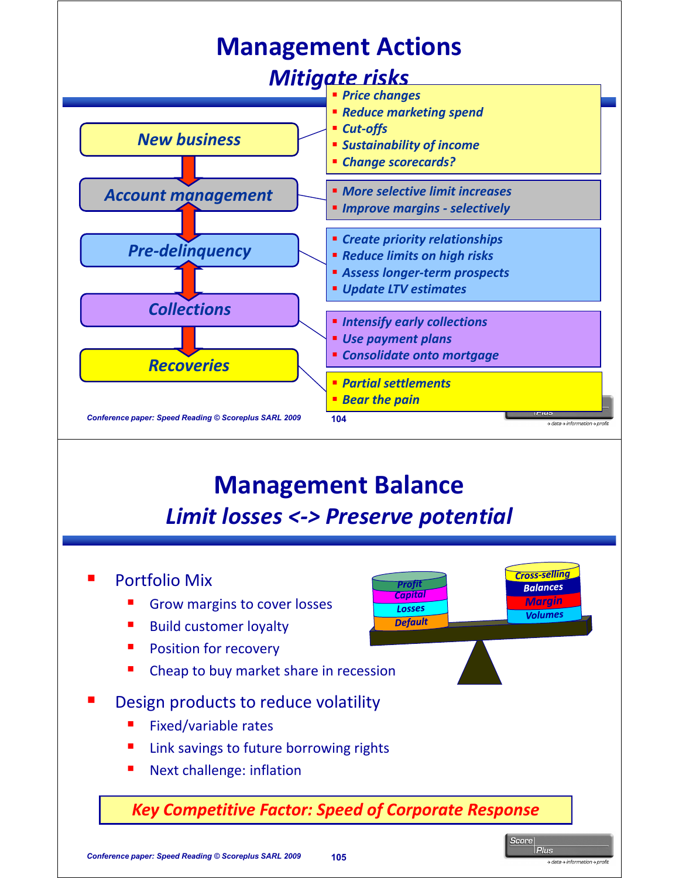# Management Actions

## *Mitigate risks*

**New business**
- *Price changes*
- *Reduce marketing spend*
- *Cut-offs*
- *Sustainability of income*
- *Change scorecards?*

**Account management**
- *More selective limit increases*
- *Improve margins - selectively*

**Pre-delinquency**
- *Create priority relationships*
- *Reduce limits on high risks*
- *Assess longer-term prospects*
- *Update LTV estimates*

**Collections**
- *Intensify early collections*
- *Use payment plans*
- *Consolidate onto mortgage*

**Recoveries**
- *Partial settlements*
- *Bear the pain*

# Management Balance

## *Limit losses <-> Preserve potential*

- Portfolio Mix
  - Grow margins to cover losses
  - Build customer loyalty
  - Position for recovery
  - Cheap to buy market share in recession
- Design products to reduce volatility
  - Fixed/variable rates
  - Link savings to future borrowing rights
  - Next challenge: inflation

Profit / Capital / Losses / Default <-> Cross-selling / Balances / Margin / Volumes

**Key Competitive Factor: Speed of Corporate Response**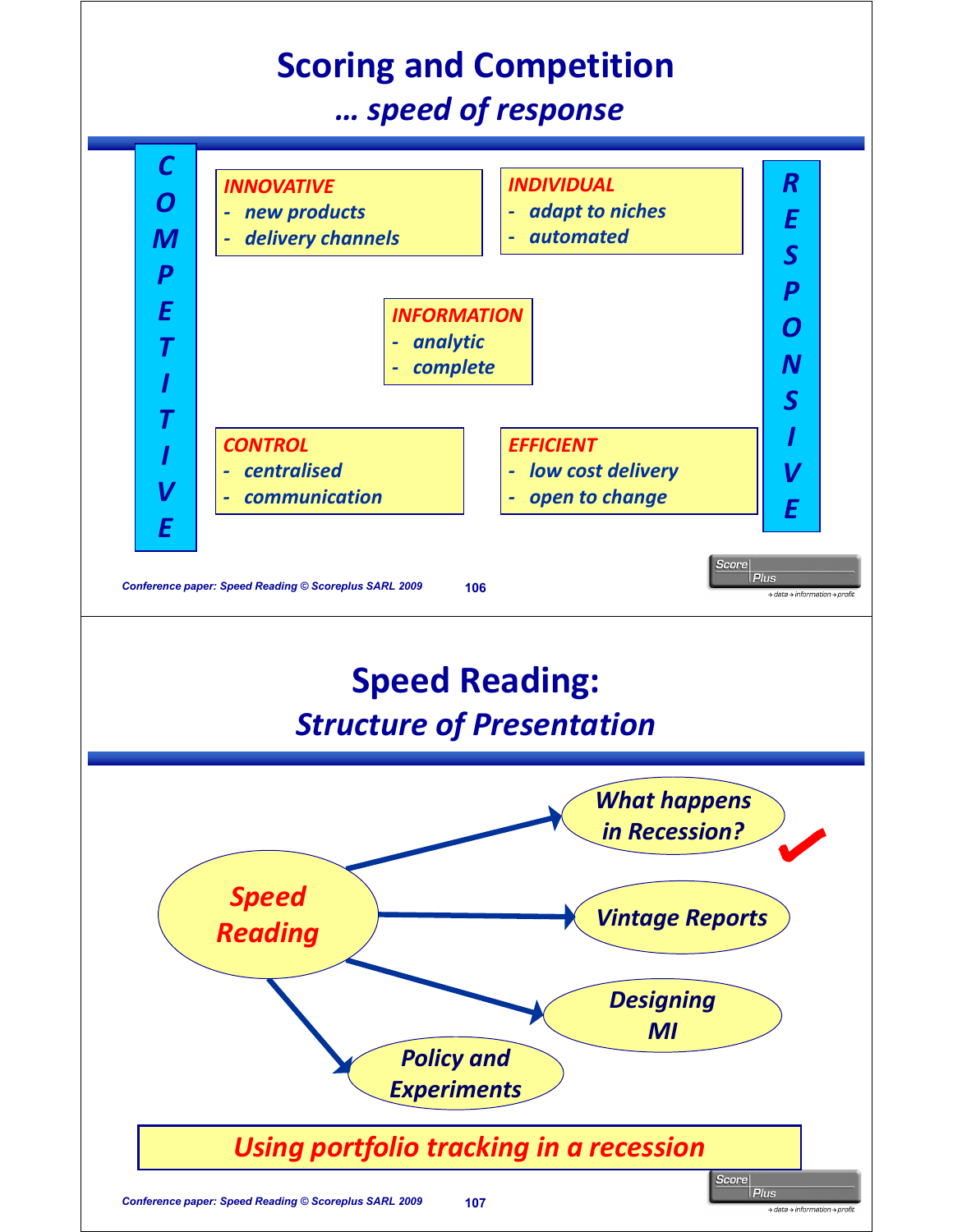# Scoring and Competition

## *… speed of response*

**C O M P E T I T I V E**

**INNOVATIVE**
- *new products*
- *delivery channels*

**INDIVIDUAL**
- *adapt to niches*
- *automated*

**INFORMATION**
- *analytic*
- *complete*

**CONTROL**
- *centralised*
- *communication*

**EFFICIENT**
- *low cost delivery*
- *open to change*

**R E S P O N S I V E**

Conference paper: Speed Reading © Scoreplus SARL 2009

# Speed Reading:

## *Structure of Presentation*

*Speed Reading*

- *What happens in Recession?* ✓
- *Vintage Reports*
- *Designing MI*
- *Policy and Experiments*

*Using portfolio tracking in a recession*

Conference paper: Speed Reading © Scoreplus SARL 2009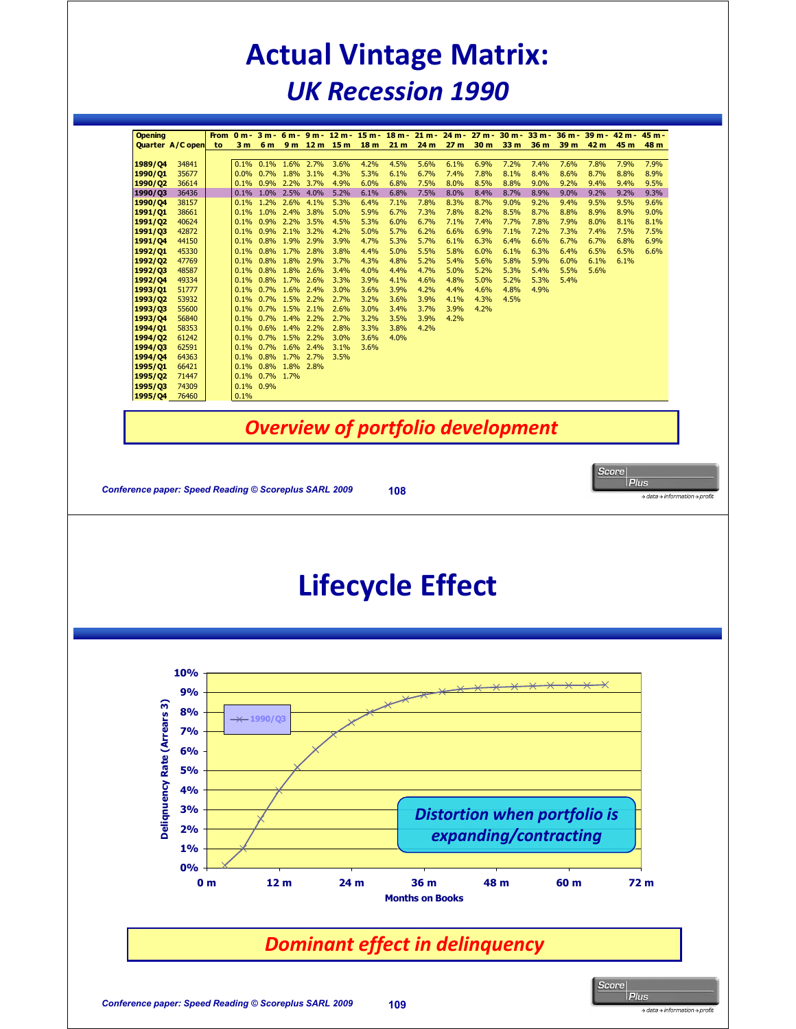# Actual Vintage Matrix:

## *UK Recession 1990*

| Opening Quarter | A/C open | From to | 0 m - 3 m | 3 m - 6 m | 6 m - 9 m | 9 m - 12 m | 12 m - 15 m | 15 m - 18 m | 18 m - 21 m | 21 m - 24 m | 24 m - 27 m | 27 m - 30 m | 30 m - 33 m | 33 m - 36 m | 36 m - 39 m | 39 m - 42 m | 42 m - 45 m | 45 m - 48 m |
|---|---|---|---|---|---|---|---|---|---|---|---|---|---|---|---|---|---|---|
| 1989/Q4 | 34841 | | 0.1% | 0.1% | 1.6% | 2.7% | 3.6% | 4.2% | 4.5% | 5.6% | 6.1% | 6.9% | 7.2% | 7.4% | 7.6% | 7.8% | 7.9% | 7.9% |
| 1990/Q1 | 35677 | | 0.0% | 0.7% | 1.8% | 3.1% | 4.3% | 5.3% | 6.1% | 6.7% | 7.4% | 7.8% | 8.1% | 8.4% | 8.6% | 8.7% | 8.8% | 8.9% |
| 1990/Q2 | 36614 | | 0.1% | 0.9% | 2.2% | 3.7% | 4.9% | 6.0% | 6.8% | 7.5% | 8.0% | 8.5% | 8.8% | 9.0% | 9.2% | 9.4% | 9.4% | 9.5% |
| **1990/Q3** | 36436 | | 0.1% | 1.0% | 2.5% | 4.0% | 5.2% | 6.1% | 6.8% | 7.5% | 8.0% | 8.4% | 8.7% | 8.9% | 9.0% | 9.2% | 9.2% | 9.3% |
| 1990/Q4 | 38157 | | 0.1% | 1.2% | 2.6% | 4.1% | 5.3% | 6.4% | 7.1% | 7.8% | 8.3% | 8.7% | 9.0% | 9.2% | 9.4% | 9.5% | 9.5% | 9.6% |
| 1991/Q1 | 38661 | | 0.1% | 1.0% | 2.4% | 3.8% | 5.0% | 5.9% | 6.7% | 7.3% | 7.8% | 8.2% | 8.5% | 8.7% | 8.8% | 8.9% | 8.9% | 9.0% |
| 1991/Q2 | 40624 | | 0.1% | 0.9% | 2.2% | 3.5% | 4.5% | 5.3% | 6.0% | 6.7% | 7.1% | 7.4% | 7.7% | 7.8% | 7.9% | 8.0% | 8.1% | 8.1% |
| 1991/Q3 | 42872 | | 0.1% | 0.9% | 2.1% | 3.2% | 4.2% | 5.0% | 5.7% | 6.2% | 6.6% | 6.9% | 7.1% | 7.2% | 7.3% | 7.4% | 7.5% | 7.5% |
| 1991/Q4 | 44150 | | 0.1% | 0.8% | 1.9% | 2.9% | 3.9% | 4.7% | 5.3% | 5.7% | 6.1% | 6.3% | 6.4% | 6.6% | 6.7% | 6.7% | 6.8% | 6.9% |
| 1992/Q1 | 45330 | | 0.1% | 0.8% | 1.7% | 2.8% | 3.8% | 4.4% | 5.0% | 5.5% | 5.8% | 6.0% | 6.1% | 6.3% | 6.4% | 6.5% | 6.5% | 6.6% |
| 1992/Q2 | 47769 | | 0.1% | 0.8% | 1.8% | 2.9% | 3.7% | 4.3% | 4.8% | 5.2% | 5.4% | 5.6% | 5.8% | 5.9% | 6.0% | 6.1% | 6.1% | |
| 1992/Q3 | 48587 | | 0.1% | 0.8% | 1.8% | 2.6% | 3.4% | 4.0% | 4.4% | 4.7% | 5.0% | 5.2% | 5.3% | 5.4% | 5.5% | 5.6% | | |
| 1992/Q4 | 49334 | | 0.1% | 0.8% | 1.7% | 2.6% | 3.3% | 3.9% | 4.1% | 4.6% | 4.8% | 5.0% | 5.2% | 5.3% | 5.4% | | | |
| 1993/Q1 | 51777 | | 0.1% | 0.7% | 1.6% | 2.4% | 3.0% | 3.6% | 3.9% | 4.2% | 4.4% | 4.6% | 4.8% | 4.9% | | | | |
| 1993/Q2 | 53932 | | 0.1% | 0.7% | 1.5% | 2.2% | 2.7% | 3.2% | 3.6% | 3.9% | 4.1% | 4.3% | 4.5% | | | | | |
| 1993/Q3 | 55600 | | 0.1% | 0.7% | 1.5% | 2.1% | 2.6% | 3.0% | 3.4% | 3.7% | 3.9% | 4.2% | | | | | | |
| 1993/Q4 | 56840 | | 0.1% | 0.7% | 1.4% | 2.2% | 2.7% | 3.2% | 3.5% | 3.9% | 4.2% | | | | | | | |
| 1994/Q1 | 58353 | | 0.1% | 0.6% | 1.4% | 2.2% | 2.8% | 3.3% | 3.8% | 4.2% | | | | | | | | |
| 1994/Q2 | 61242 | | 0.1% | 0.7% | 1.5% | 2.2% | 3.0% | 3.6% | 4.0% | | | | | | | | | |
| 1994/Q3 | 62591 | | 0.1% | 0.7% | 1.6% | 2.4% | 3.1% | 3.6% | | | | | | | | | | |
| 1994/Q4 | 64363 | | 0.1% | 0.8% | 1.7% | 2.7% | 3.5% | | | | | | | | | | | |
| 1995/Q1 | 66421 | | 0.1% | 0.8% | 1.8% | 2.8% | | | | | | | | | | | | |
| 1995/Q2 | 71447 | | 0.1% | 0.7% | 1.7% | | | | | | | | | | | | | |
| 1995/Q3 | 74309 | | 0.1% | 0.9% | | | | | | | | | | | | | | |
| 1995/Q4 | 76460 | | 0.1% | | | | | | | | | | | | | | | |

***Overview of portfolio development***

# Lifecycle Effect

*Distortion when portfolio is expanding/contracting*

***Dominant effect in delinquency***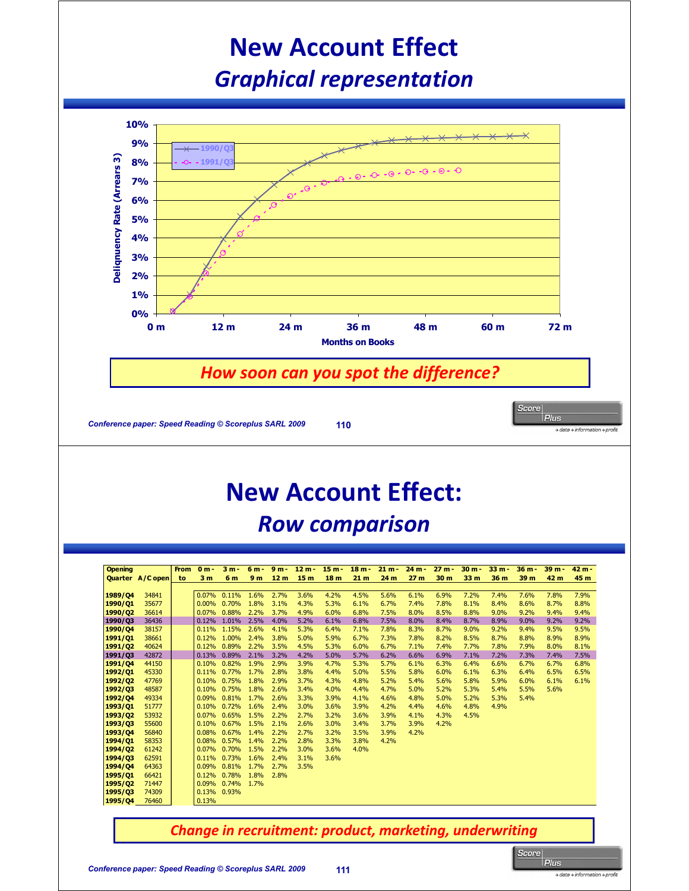# New Account Effect

## *Graphical representation*

*How soon can you spot the difference?*

# New Account Effect:

## *Row comparison*

| Opening Quarter | A/C open | From to | 0 m - 3 m | 3 m - 6 m | 6 m - 9 m | 9 m - 12 m | 12 m - 15 m | 15 m - 18 m | 18 m - 21 m | 21 m - 24 m | 24 m - 27 m | 27 m - 30 m | 30 m - 33 m | 33 m - 36 m | 36 m - 39 m | 39 m - 42 m | 42 m - 45 m |
|---|---|---|---|---|---|---|---|---|---|---|---|---|---|---|---|---|---|
| **1989/Q4** | 34841 | | 0.07% | 0.11% | 1.6% | 2.7% | 3.6% | 4.2% | 4.5% | 5.6% | 6.1% | 6.9% | 7.2% | 7.4% | 7.6% | 7.8% | 7.9% |
| **1990/Q1** | 35677 | | 0.00% | 0.70% | 1.8% | 3.1% | 4.3% | 5.3% | 6.1% | 6.7% | 7.4% | 7.8% | 8.1% | 8.4% | 8.6% | 8.7% | 8.8% |
| **1990/Q2** | 36614 | | 0.07% | 0.88% | 2.2% | 3.7% | 4.9% | 6.0% | 6.8% | 7.5% | 8.0% | 8.5% | 8.8% | 9.0% | 9.2% | 9.4% | 9.4% |
| **1990/Q3** | 36436 | | 0.12% | 1.01% | 2.5% | 4.0% | 5.2% | 6.1% | 6.8% | 7.5% | 8.0% | 8.4% | 8.7% | 8.9% | 9.0% | 9.2% | 9.2% |
| **1990/Q4** | 38157 | | 0.11% | 1.15% | 2.6% | 4.1% | 5.3% | 6.4% | 7.1% | 7.8% | 8.3% | 8.7% | 9.0% | 9.2% | 9.4% | 9.5% | 9.5% |
| **1991/Q1** | 38661 | | 0.12% | 1.00% | 2.4% | 3.8% | 5.0% | 5.9% | 6.7% | 7.3% | 7.8% | 8.2% | 8.5% | 8.7% | 8.8% | 8.9% | 8.9% |
| **1991/Q2** | 40624 | | 0.12% | 0.89% | 2.2% | 3.5% | 4.5% | 5.3% | 6.0% | 6.7% | 7.1% | 7.4% | 7.7% | 7.8% | 7.9% | 8.0% | 8.1% |
| **1991/Q3** | 42872 | | 0.13% | 0.89% | 2.1% | 3.2% | 4.2% | 5.0% | 5.7% | 6.2% | 6.6% | 6.9% | 7.1% | 7.2% | 7.3% | 7.4% | 7.5% |
| **1991/Q4** | 44150 | | 0.10% | 0.82% | 1.9% | 2.9% | 3.9% | 4.7% | 5.3% | 5.7% | 6.1% | 6.3% | 6.4% | 6.6% | 6.7% | 6.7% | 6.8% |
| **1992/Q1** | 45330 | | 0.11% | 0.77% | 1.7% | 2.8% | 3.8% | 4.4% | 5.0% | 5.5% | 5.8% | 6.0% | 6.1% | 6.3% | 6.4% | 6.5% | 6.5% |
| **1992/Q2** | 47769 | | 0.10% | 0.75% | 1.8% | 2.9% | 3.7% | 4.3% | 4.8% | 5.2% | 5.4% | 5.6% | 5.8% | 5.9% | 6.0% | 6.1% | 6.1% |
| **1992/Q3** | 48587 | | 0.10% | 0.75% | 1.8% | 2.6% | 3.4% | 4.0% | 4.4% | 4.7% | 5.0% | 5.2% | 5.3% | 5.4% | 5.5% | 5.6% | |
| **1992/Q4** | 49334 | | 0.09% | 0.81% | 1.7% | 2.6% | 3.3% | 3.9% | 4.1% | 4.6% | 4.8% | 5.0% | 5.2% | 5.3% | 5.4% | | |
| **1993/Q1** | 51777 | | 0.10% | 0.72% | 1.6% | 2.4% | 3.0% | 3.6% | 3.9% | 4.2% | 4.4% | 4.6% | 4.8% | 4.9% | | | |
| **1993/Q2** | 53932 | | 0.07% | 0.65% | 1.5% | 2.2% | 2.7% | 3.2% | 3.6% | 3.9% | 4.1% | 4.3% | 4.5% | | | | |
| **1993/Q3** | 55600 | | 0.10% | 0.67% | 1.5% | 2.1% | 2.6% | 3.0% | 3.4% | 3.7% | 3.9% | 4.2% | | | | | |
| **1993/Q4** | 56840 | | 0.08% | 0.67% | 1.4% | 2.2% | 2.7% | 3.2% | 3.5% | 3.9% | 4.2% | | | | | | |
| **1994/Q1** | 58353 | | 0.08% | 0.57% | 1.4% | 2.2% | 2.8% | 3.3% | 3.8% | 4.2% | | | | | | | |
| **1994/Q2** | 61242 | | 0.07% | 0.70% | 1.5% | 2.2% | 3.0% | 3.6% | 4.0% | | | | | | | | |
| **1994/Q3** | 62591 | | 0.11% | 0.73% | 1.6% | 2.4% | 3.1% | 3.6% | | | | | | | | | |
| **1994/Q4** | 64363 | | 0.09% | 0.81% | 1.7% | 2.7% | 3.5% | | | | | | | | | | |
| **1995/Q1** | 66421 | | 0.12% | 0.78% | 1.8% | 2.8% | | | | | | | | | | | |
| **1995/Q2** | 71447 | | 0.09% | 0.74% | 1.7% | | | | | | | | | | | | |
| **1995/Q3** | 74309 | | 0.13% | 0.93% | | | | | | | | | | | | | |
| **1995/Q4** | 76460 | | 0.13% | | | | | | | | | | | | | | |

*Change in recruitment: product, marketing, underwriting*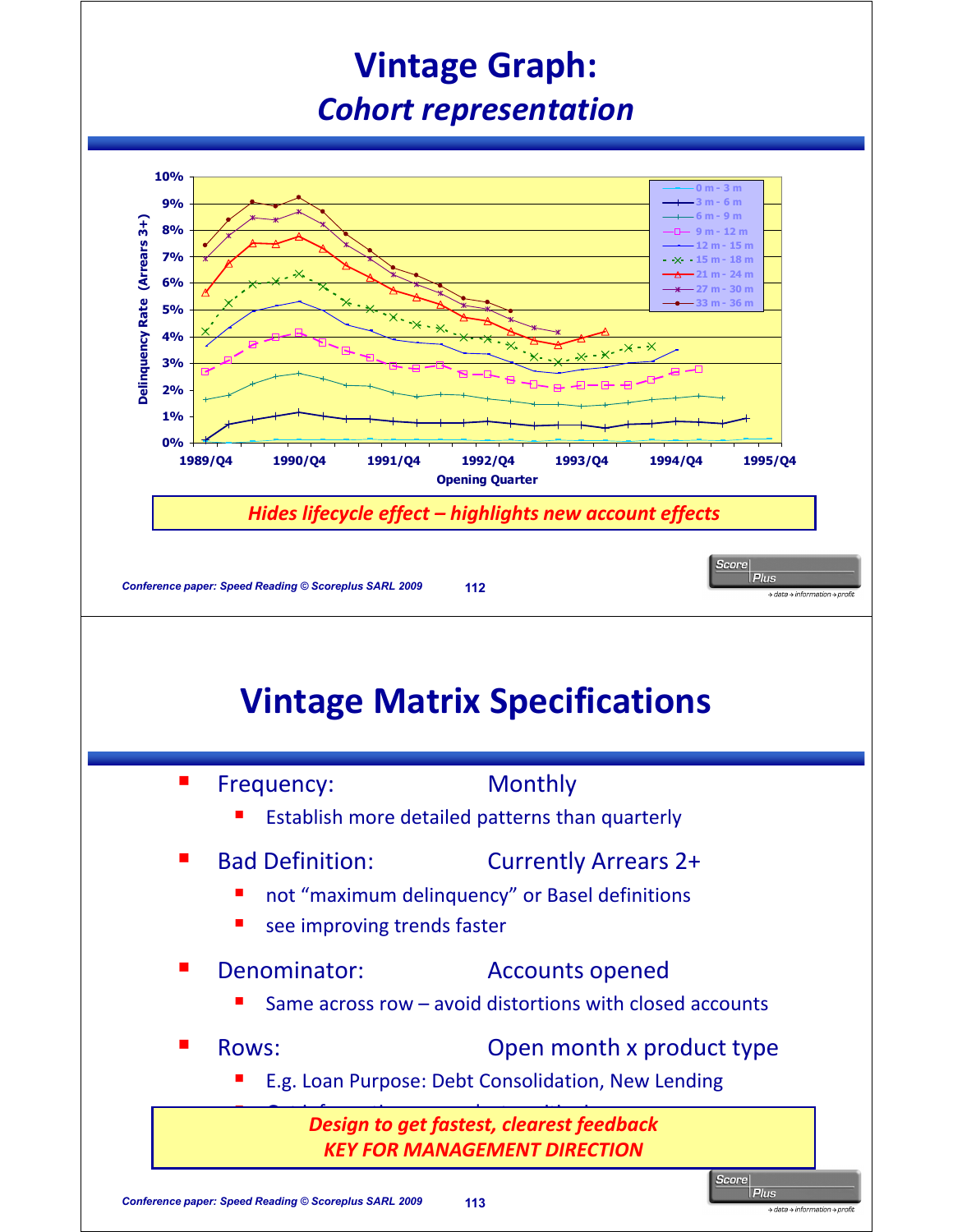# Vintage Graph:

## *Cohort representation*

Delinquency Rate (Arrears 3+)

Legend: 0 m - 3 m; 3 m - 6 m; 6 m - 9 m; 9 m - 12 m; 12 m - 15 m; 15 m - 18 m; 21 m - 24 m; 27 m - 30 m; 33 m - 36 m

Opening Quarter: 1989/Q4, 1990/Q4, 1991/Q4, 1992/Q4, 1993/Q4, 1994/Q4, 1995/Q4

*Hides lifecycle effect – highlights new account effects*

# Vintage Matrix Specifications

- Frequency: Monthly
  - Establish more detailed patterns than quarterly
- Bad Definition: Currently Arrears 2+
  - not "maximum delinquency" or Basel definitions
  - see improving trends faster
- Denominator: Accounts opened
  - Same across row – avoid distortions with closed accounts
- Rows: Open month x product type
  - E.g. Loan Purpose: Debt Consolidation, New Lending

*Design to get fastest, clearest feedback*
*KEY FOR MANAGEMENT DIRECTION*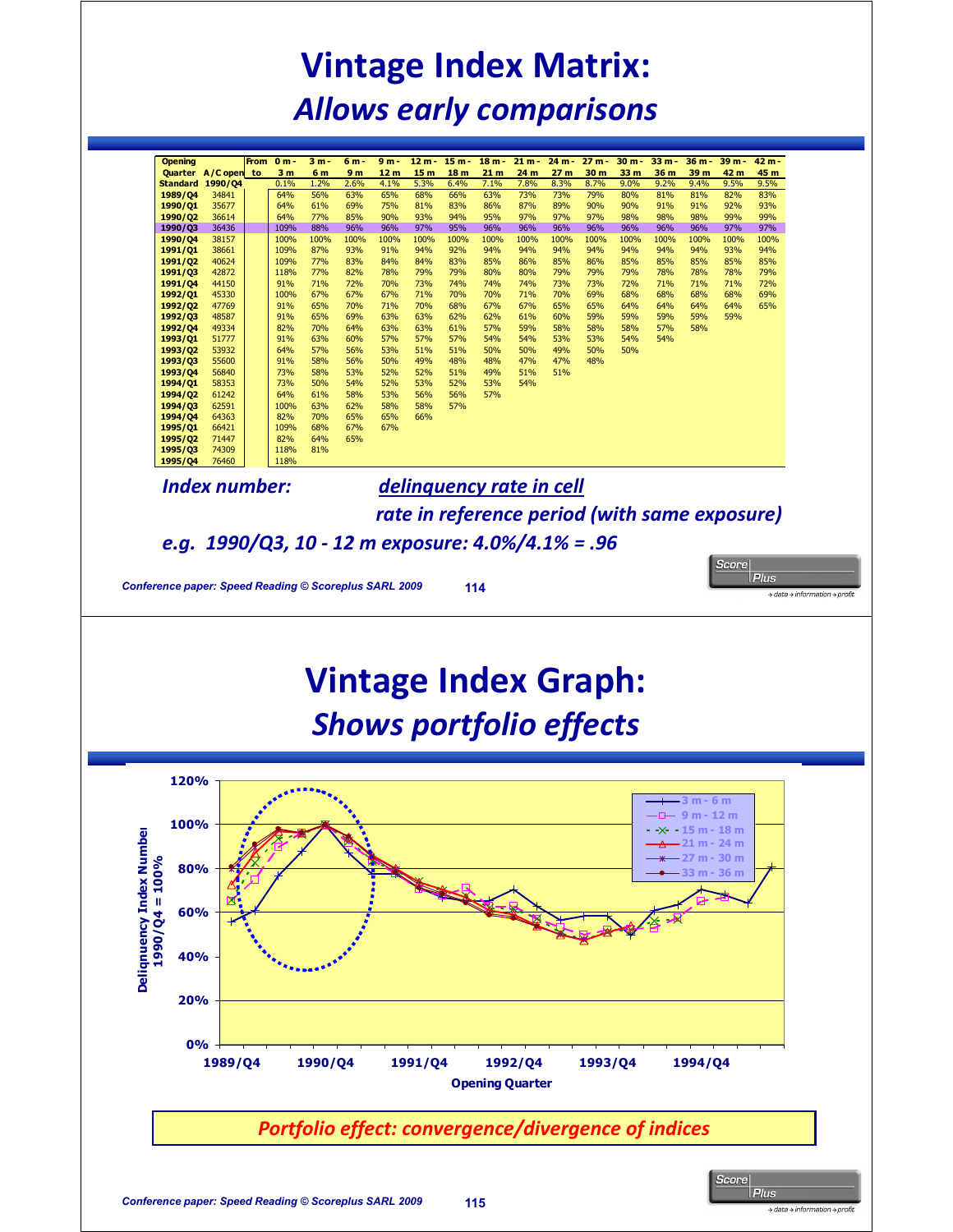# Vintage Index Matrix:

## *Allows early comparisons*

| Opening Quarter | A/C open | From to | 0 m - 3 m | 3 m - 6 m | 6 m - 9 m | 9 m - 12 m | 12 m - 15 m | 15 m - 18 m | 18 m - 21 m | 21 m - 24 m | 24 m - 27 m | 27 m - 30 m | 30 m - 33 m | 33 m - 36 m | 36 m - 39 m | 39 m - 42 m | 42 m - 45 m |
|---|---|---|---|---|---|---|---|---|---|---|---|---|---|---|---|---|---|
| Standard | 1990/Q4 | | 0.1% | 1.2% | 2.6% | 4.1% | 5.3% | 6.4% | 7.1% | 7.8% | 8.3% | 8.7% | 9.0% | 9.2% | 9.4% | 9.5% | 9.5% |
| 1989/Q4 | 34841 | | 64% | 56% | 63% | 65% | 68% | 66% | 63% | 73% | 73% | 79% | 80% | 81% | 81% | 82% | 83% |
| 1990/Q1 | 35677 | | 64% | 61% | 69% | 75% | 81% | 83% | 86% | 87% | 89% | 90% | 90% | 91% | 91% | 92% | 93% |
| 1990/Q2 | 36614 | | 64% | 77% | 85% | 90% | 93% | 94% | 95% | 97% | 97% | 97% | 98% | 98% | 98% | 99% | 99% |
| 1990/Q3 | 36436 | | 109% | 88% | 96% | 96% | 97% | 95% | 96% | 96% | 96% | 96% | 96% | 96% | 96% | 97% | 97% |
| 1990/Q4 | 38157 | | 100% | 100% | 100% | 100% | 100% | 100% | 100% | 100% | 100% | 100% | 100% | 100% | 100% | 100% | 100% |
| 1991/Q1 | 38661 | | 109% | 87% | 93% | 91% | 94% | 92% | 94% | 94% | 94% | 94% | 94% | 94% | 94% | 93% | 94% |
| 1991/Q2 | 40624 | | 109% | 77% | 83% | 84% | 84% | 83% | 85% | 86% | 85% | 86% | 85% | 85% | 85% | 85% | 85% |
| 1991/Q3 | 42872 | | 118% | 77% | 82% | 78% | 79% | 79% | 80% | 80% | 79% | 79% | 79% | 78% | 78% | 78% | 79% |
| 1991/Q4 | 44150 | | 91% | 71% | 72% | 70% | 73% | 74% | 74% | 74% | 73% | 73% | 72% | 71% | 71% | 71% | 72% |
| 1992/Q1 | 45330 | | 100% | 67% | 67% | 67% | 71% | 70% | 70% | 71% | 70% | 69% | 68% | 68% | 68% | 68% | 69% |
| 1992/Q2 | 47769 | | 91% | 65% | 70% | 71% | 70% | 68% | 67% | 67% | 65% | 65% | 64% | 64% | 64% | 64% | 65% |
| 1992/Q3 | 48587 | | 91% | 65% | 69% | 63% | 63% | 62% | 62% | 61% | 60% | 59% | 59% | 59% | 59% | 59% | |
| 1992/Q4 | 49334 | | 82% | 70% | 64% | 63% | 63% | 61% | 57% | 59% | 58% | 58% | 58% | 57% | 58% | | |
| 1993/Q1 | 51777 | | 91% | 63% | 60% | 57% | 57% | 57% | 54% | 54% | 53% | 53% | 54% | 54% | | | |
| 1993/Q2 | 53932 | | 64% | 57% | 56% | 53% | 51% | 51% | 50% | 50% | 49% | 50% | 50% | | | | |
| 1993/Q3 | 55600 | | 91% | 58% | 56% | 50% | 49% | 48% | 48% | 47% | 47% | 48% | | | | | |
| 1993/Q4 | 56840 | | 73% | 58% | 53% | 52% | 52% | 51% | 49% | 51% | 51% | | | | | | |
| 1994/Q1 | 58353 | | 73% | 50% | 54% | 52% | 53% | 52% | 53% | 54% | | | | | | | |
| 1994/Q2 | 61242 | | 64% | 61% | 58% | 53% | 56% | 56% | 57% | | | | | | | | |
| 1994/Q3 | 62591 | | 100% | 63% | 62% | 58% | 58% | 57% | | | | | | | | | |
| 1994/Q4 | 64363 | | 82% | 70% | 65% | 65% | 66% | | | | | | | | | | |
| 1995/Q1 | 66421 | | 109% | 68% | 67% | 67% | | | | | | | | | | | |
| 1995/Q2 | 71447 | | 82% | 64% | 65% | | | | | | | | | | | | |
| 1995/Q3 | 74309 | | 118% | 81% | | | | | | | | | | | | | |
| 1995/Q4 | 76460 | | 118% | | | | | | | | | | | | | | |

***Index number:*** $\dfrac{\text{delinquency rate in cell}}{\text{rate in reference period (with same exposure)}}$

***e.g. 1990/Q3, 10 - 12 m exposure: 4.0%/4.1% = .96***

# Vintage Index Graph:

## *Shows portfolio effects*

***Portfolio effect: convergence/divergence of indices***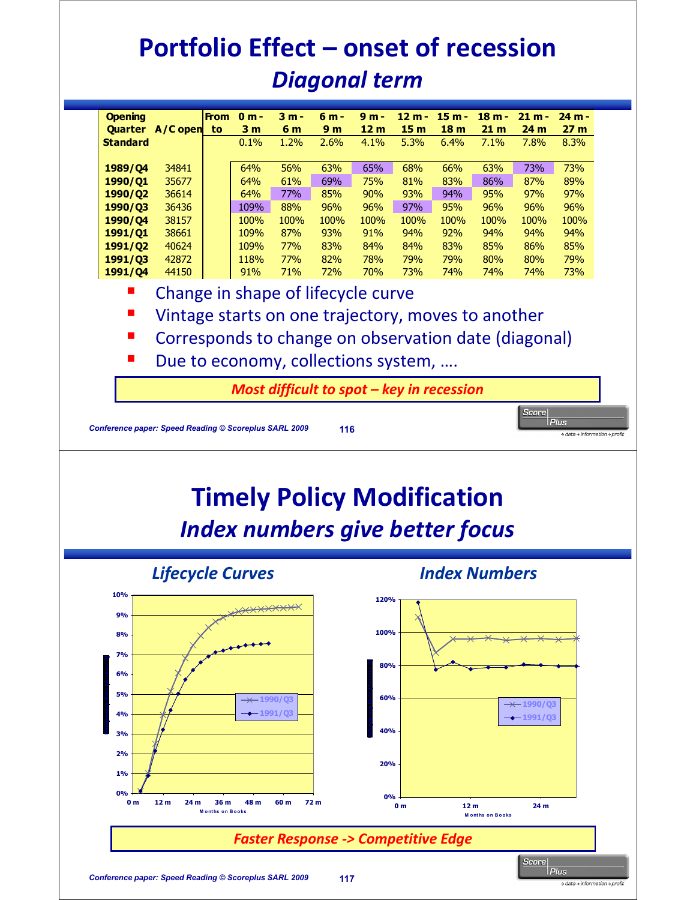# Portfolio Effect – onset of recession

## *Diagonal term*

| Opening Quarter | A/C open | From to | 0 m - 3 m | 3 m - 6 m | 6 m - 9 m | 9 m - 12 m | 12 m - 15 m | 15 m - 18 m | 18 m - 21 m | 21 m - 24 m | 24 m - 27 m |
|---|---|---|---|---|---|---|---|---|---|---|---|
| Standard | | | 0.1% | 1.2% | 2.6% | 4.1% | 5.3% | 6.4% | 7.1% | 7.8% | 8.3% |
| 1989/Q4 | 34841 | | 64% | 56% | 63% | 65% | 68% | 66% | 63% | 73% | 73% |
| 1990/Q1 | 35677 | | 64% | 61% | 69% | 75% | 81% | 83% | 86% | 87% | 89% |
| 1990/Q2 | 36614 | | 64% | 77% | 85% | 90% | 93% | 94% | 95% | 97% | 97% |
| 1990/Q3 | 36436 | | 109% | 88% | 96% | 96% | 97% | 95% | 96% | 96% | 96% |
| 1990/Q4 | 38157 | | 100% | 100% | 100% | 100% | 100% | 100% | 100% | 100% | 100% |
| 1991/Q1 | 38661 | | 109% | 87% | 93% | 91% | 94% | 92% | 94% | 94% | 94% |
| 1991/Q2 | 40624 | | 109% | 77% | 83% | 84% | 84% | 83% | 85% | 86% | 85% |
| 1991/Q3 | 42872 | | 118% | 77% | 82% | 78% | 79% | 79% | 80% | 80% | 79% |
| 1991/Q4 | 44150 | | 91% | 71% | 72% | 70% | 73% | 74% | 74% | 74% | 73% |

- Change in shape of lifecycle curve
- Vintage starts on one trajectory, moves to another
- Corresponds to change on observation date (diagonal)
- Due to economy, collections system, ....

*Most difficult to spot – key in recession*

# Timely Policy Modification

## *Index numbers give better focus*

### *Lifecycle Curves*

### *Index Numbers*

*Faster Response -> Competitive Edge*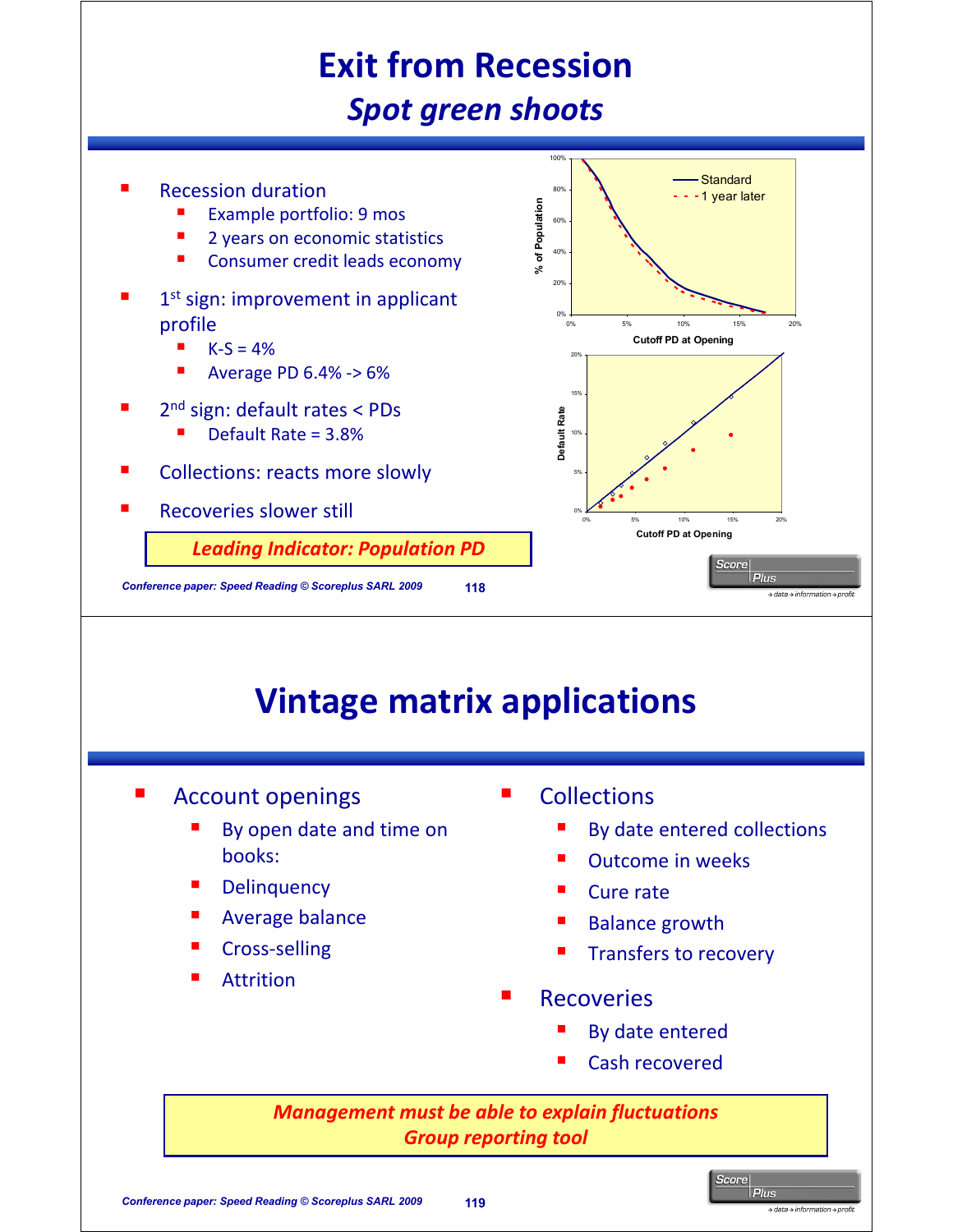# Exit from Recession

## *Spot green shoots*

- Recession duration
  - Example portfolio: 9 mos
  - 2 years on economic statistics
  - Consumer credit leads economy
- 1st sign: improvement in applicant profile
  - K-S = 4%
  - Average PD 6.4% -> 6%
- 2nd sign: default rates < PDs
  - Default Rate = 3.8%
- Collections: reacts more slowly
- Recoveries slower still

***Leading Indicator: Population PD***

# Vintage matrix applications

- Account openings
  - By open date and time on books:
  - Delinquency
  - Average balance
  - Cross-selling
  - Attrition
- Collections
  - By date entered collections
  - Outcome in weeks
  - Cure rate
  - Balance growth
  - Transfers to recovery
- Recoveries
  - By date entered
  - Cash recovered

***Management must be able to explain fluctuations***
***Group reporting tool***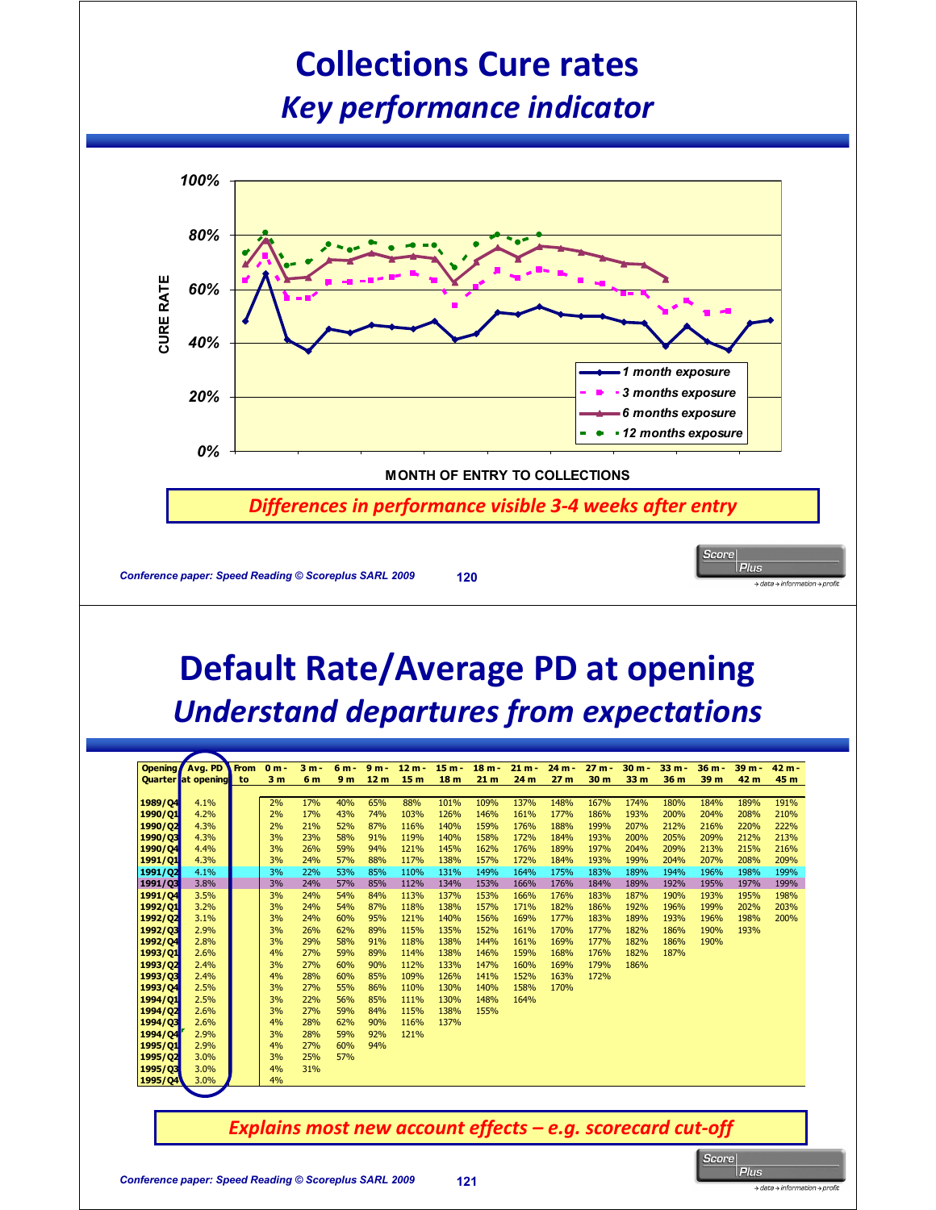# Collections Cure rates

## *Key performance indicator*

CURE RATE

100%, 80%, 60%, 40%, 20%, 0%

MONTH OF ENTRY TO COLLECTIONS

- 1 month exposure
- 3 months exposure
- 6 months exposure
- 12 months exposure

*Differences in performance visible 3-4 weeks after entry*

# Default Rate/Average PD at opening

## *Understand departures from expectations*

| Opening Quarter | Avg. PD at opening | From to | 0 m - 3 m | 3 m - 6 m | 6 m - 9 m | 9 m - 12 m | 12 m - 15 m | 15 m - 18 m | 18 m - 21 m | 21 m - 24 m | 24 m - 27 m | 27 m - 30 m | 30 m - 33 m | 33 m - 36 m | 36 m - 39 m | 39 m - 42 m | 42 m - 45 m |
|---|---|---|---|---|---|---|---|---|---|---|---|---|---|---|---|---|---|
| 1989/Q4 | 4.1% | | 2% | 17% | 40% | 65% | 88% | 101% | 109% | 137% | 148% | 167% | 174% | 180% | 184% | 189% | 191% |
| 1990/Q1 | 4.2% | | 2% | 17% | 43% | 74% | 103% | 126% | 146% | 161% | 177% | 186% | 193% | 200% | 204% | 208% | 210% |
| 1990/Q2 | 4.3% | | 2% | 21% | 52% | 87% | 116% | 140% | 159% | 176% | 188% | 199% | 207% | 212% | 216% | 220% | 222% |
| 1990/Q3 | 4.3% | | 3% | 23% | 58% | 91% | 119% | 140% | 158% | 172% | 184% | 193% | 200% | 205% | 209% | 212% | 213% |
| 1990/Q4 | 4.4% | | 3% | 26% | 59% | 94% | 121% | 145% | 162% | 176% | 189% | 197% | 204% | 209% | 213% | 215% | 216% |
| 1991/Q1 | 4.3% | | 3% | 24% | 57% | 88% | 117% | 138% | 157% | 172% | 184% | 193% | 199% | 204% | 207% | 208% | 209% |
| 1991/Q2 | 4.1% | | 3% | 22% | 53% | 85% | 110% | 131% | 149% | 164% | 175% | 183% | 189% | 194% | 196% | 198% | 199% |
| 1991/Q3 | 3.8% | | 3% | 24% | 57% | 85% | 112% | 134% | 153% | 166% | 176% | 184% | 189% | 192% | 195% | 197% | 199% |
| 1991/Q4 | 3.5% | | 3% | 24% | 54% | 84% | 113% | 137% | 153% | 166% | 176% | 183% | 187% | 190% | 193% | 195% | 198% |
| 1992/Q1 | 3.2% | | 3% | 24% | 54% | 87% | 118% | 138% | 157% | 171% | 182% | 186% | 192% | 196% | 199% | 202% | 203% |
| 1992/Q2 | 3.1% | | 3% | 24% | 60% | 95% | 121% | 140% | 156% | 169% | 177% | 183% | 189% | 193% | 196% | 198% | 200% |
| 1992/Q3 | 2.9% | | 3% | 26% | 62% | 89% | 115% | 135% | 152% | 161% | 170% | 177% | 182% | 186% | 190% | 193% | |
| 1992/Q4 | 2.8% | | 3% | 29% | 58% | 91% | 118% | 138% | 144% | 161% | 169% | 177% | 182% | 186% | 190% | | |
| 1993/Q1 | 2.6% | | 4% | 27% | 59% | 89% | 114% | 138% | 146% | 159% | 168% | 176% | 182% | 187% | | | |
| 1993/Q2 | 2.4% | | 3% | 27% | 60% | 90% | 112% | 133% | 147% | 160% | 169% | 179% | 186% | | | | |
| 1993/Q3 | 2.4% | | 4% | 28% | 60% | 85% | 109% | 126% | 141% | 152% | 163% | 172% | | | | | |
| 1993/Q4 | 2.5% | | 3% | 27% | 55% | 86% | 110% | 130% | 140% | 158% | 170% | | | | | | |
| 1994/Q1 | 2.5% | | 3% | 22% | 56% | 85% | 111% | 130% | 148% | 164% | | | | | | | |
| 1994/Q2 | 2.6% | | 3% | 27% | 59% | 84% | 115% | 138% | 155% | | | | | | | | |
| 1994/Q3 | 2.6% | | 4% | 28% | 62% | 90% | 116% | 137% | | | | | | | | | |
| 1994/Q4 | 2.9% | | 3% | 28% | 59% | 92% | 121% | | | | | | | | | | |
| 1995/Q1 | 2.9% | | 4% | 27% | 60% | 94% | | | | | | | | | | | |
| 1995/Q2 | 3.0% | | 3% | 25% | 57% | | | | | | | | | | | | |
| 1995/Q3 | 3.0% | | 4% | 31% | | | | | | | | | | | | | |
| 1995/Q4 | 3.0% | | 4% | | | | | | | | | | | | | | |

*Explains most new account effects – e.g. scorecard cut-off*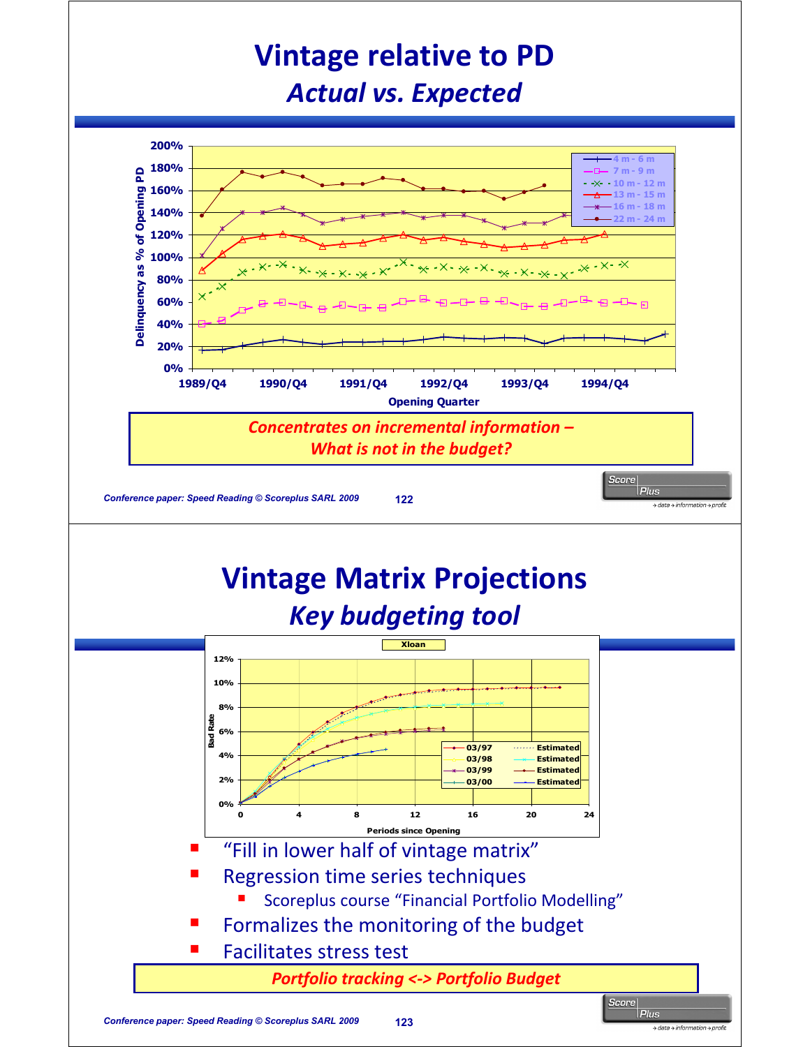# Vintage relative to PD

## *Actual vs. Expected*

Delinquency as % of Opening PD

Opening Quarter

Legend: 4 m - 6 m; 7 m - 9 m; 10 m - 12 m; 13 m - 15 m; 16 m - 18 m; 22 m - 24 m

***Concentrates on incremental information – What is not in the budget?***

# Vintage Matrix Projections

## *Key budgeting tool*

Xloan

Bad Rate

Periods since Opening

Legend: 03/97, 03/98, 03/99, 03/00, Estimated

- "Fill in lower half of vintage matrix"
- Regression time series techniques
  - Scoreplus course "Financial Portfolio Modelling"
- Formalizes the monitoring of the budget
- Facilitates stress test

***Portfolio tracking <-> Portfolio Budget***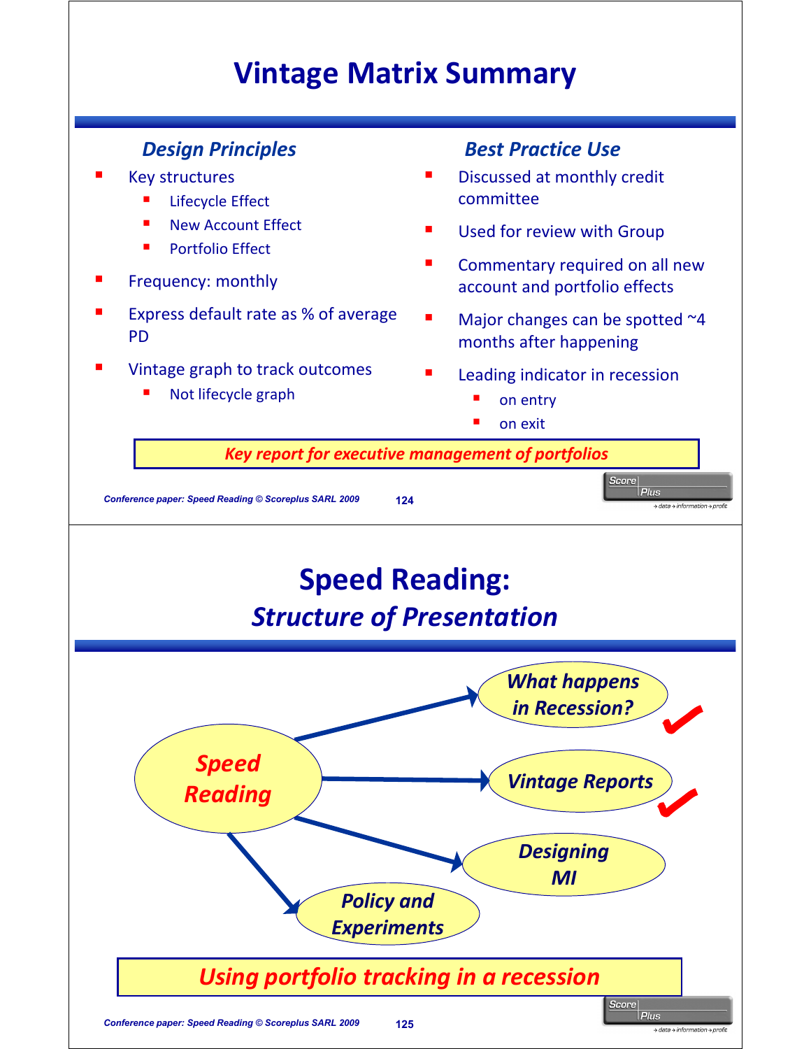# Vintage Matrix Summary

### *Design Principles*

- Key structures
  - Lifecycle Effect
  - New Account Effect
  - Portfolio Effect
- Frequency: monthly
- Express default rate as % of average PD
- Vintage graph to track outcomes
  - Not lifecycle graph

### *Best Practice Use*

- Discussed at monthly credit committee
- Used for review with Group
- Commentary required on all new account and portfolio effects
- Major changes can be spotted ~4 months after happening
- Leading indicator in recession
  - on entry
  - on exit

***Key report for executive management of portfolios***

# Speed Reading:

## *Structure of Presentation*

***Speed Reading***

- ***What happens in Recession?*** ✔
- ***Vintage Reports*** ✔
- ***Designing MI***
- ***Policy and Experiments***

***Using portfolio tracking in a recession***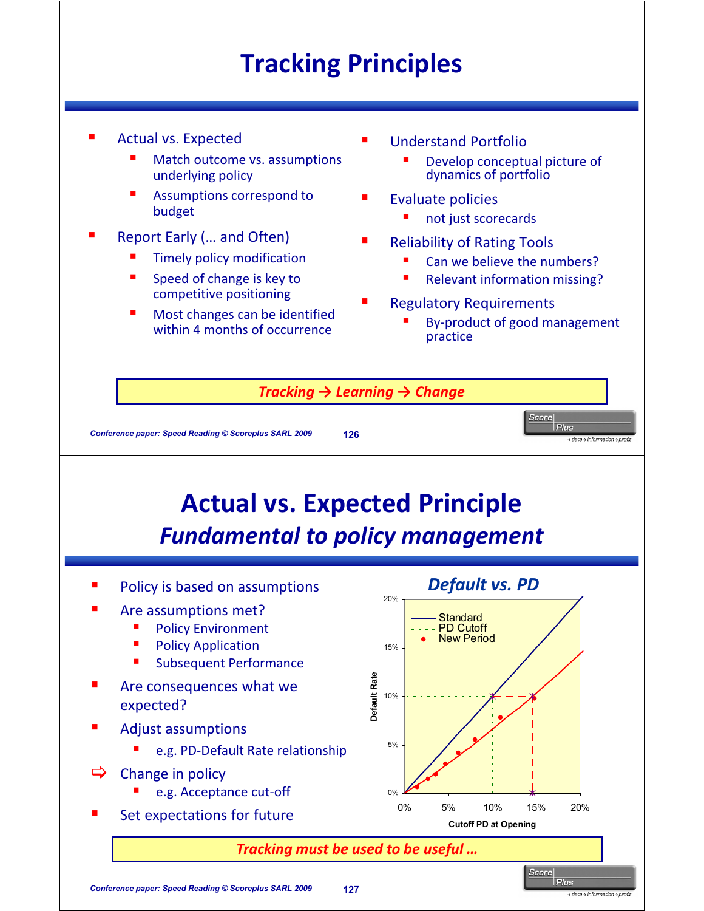# Tracking Principles

- Actual vs. Expected
  - Match outcome vs. assumptions underlying policy
  - Assumptions correspond to budget
- Report Early (… and Often)
  - Timely policy modification
  - Speed of change is key to competitive positioning
  - Most changes can be identified within 4 months of occurrence
- Understand Portfolio
  - Develop conceptual picture of dynamics of portfolio
- Evaluate policies
  - not just scorecards
- Reliability of Rating Tools
  - Can we believe the numbers?
  - Relevant information missing?
- Regulatory Requirements
  - By-product of good management practice

***Tracking → Learning → Change***

# Actual vs. Expected Principle

## *Fundamental to policy management*

- Policy is based on assumptions
- Are assumptions met?
  - Policy Environment
  - Policy Application
  - Subsequent Performance
- Are consequences what we expected?
- Adjust assumptions
  - e.g. PD-Default Rate relationship
- ⇨ Change in policy
  - e.g. Acceptance cut-off
- Set expectations for future

***Default vs. PD***

Legend: Standard; PD Cutoff; New Period

Y-axis: Default Rate (0%, 5%, 10%, 15%, 20%)

X-axis: Cutoff PD at Opening (0%, 5%, 10%, 15%, 20%)

***Tracking must be used to be useful …***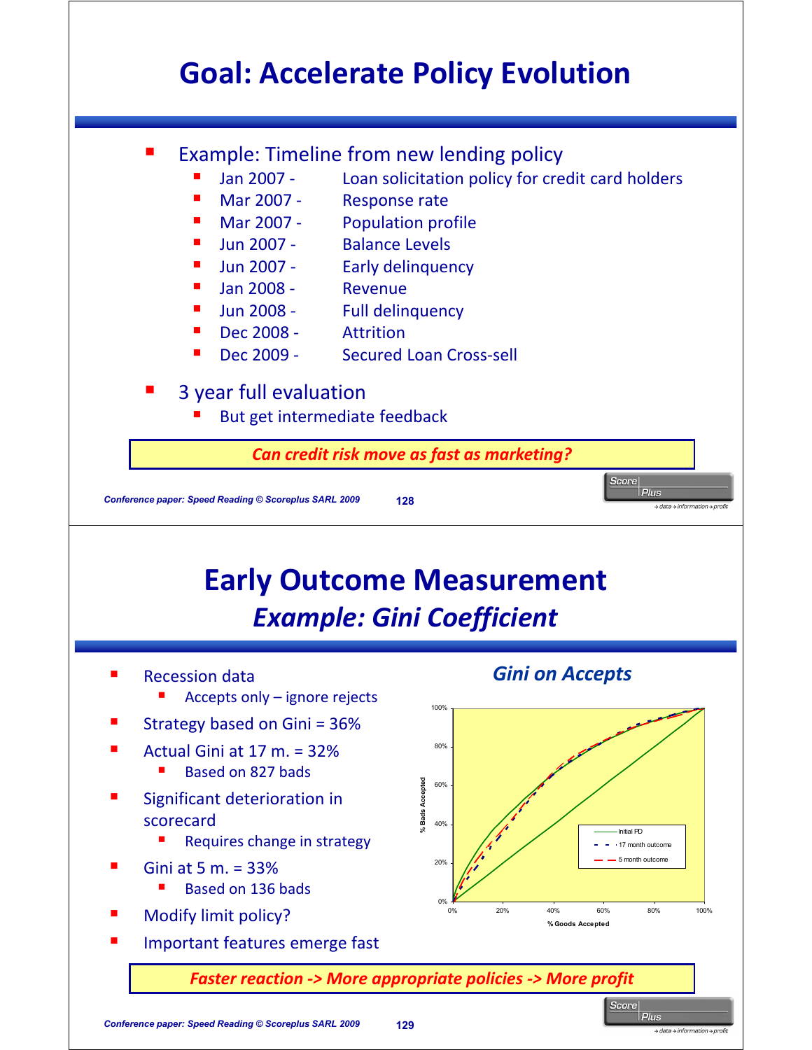# Goal: Accelerate Policy Evolution

- Example: Timeline from new lending policy
  - Jan 2007 - Loan solicitation policy for credit card holders
  - Mar 2007 - Response rate
  - Mar 2007 - Population profile
  - Jun 2007 - Balance Levels
  - Jun 2007 - Early delinquency
  - Jan 2008 - Revenue
  - Jun 2008 - Full delinquency
  - Dec 2008 - Attrition
  - Dec 2009 - Secured Loan Cross-sell
- 3 year full evaluation
  - But get intermediate feedback

***Can credit risk move as fast as marketing?***

# Early Outcome Measurement

## *Example: Gini Coefficient*

- Recession data
  - Accepts only – ignore rejects
- Strategy based on Gini = 36%
- Actual Gini at 17 m. = 32%
  - Based on 827 bads
- Significant deterioration in scorecard
  - Requires change in strategy
- Gini at 5 m. = 33%
  - Based on 136 bads
- Modify limit policy?
- Important features emerge fast

### *Gini on Accepts*

(Chart: % Bads Accepted vs % Goods Accepted; legend: Initial PD, 17 month outcome, 5 month outcome)

***Faster reaction -> More appropriate policies -> More profit***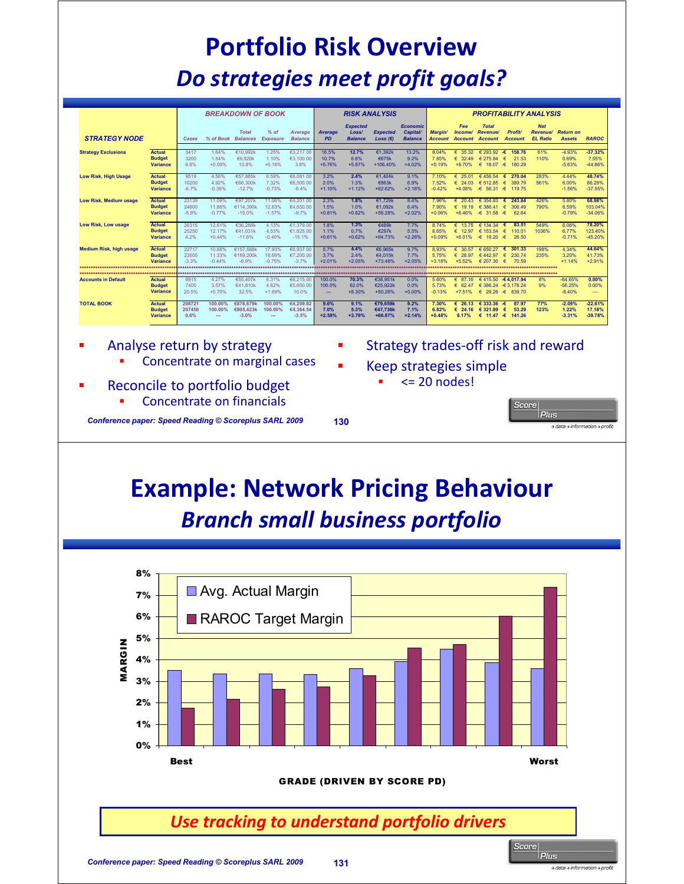# Portfolio Risk Overview

## *Do strategies meet profit goals?*

| STRATEGY NODE | | BREAKDOWN OF BOOK | | | | | RISK ANALYSIS | | | | PROFITABILITY ANALYSIS | | | | | | | |
|---|---|---|---|---|---|---|---|---|---|---|---|---|---|---|---|---|---|---|
| | | Cases | % of Book | Total Balances | % of Exposure | Average Balance | Average PD | Expected Loss/ Balance | Expected Loss (€) | Economic Capital/ Balance | Margin/ Account | Fee Income/ Account | Total Revenue/ Account | Profit/ Account | Net Revenue/ EL Ratio | Return on Assets | RAROC |
| Strategy Exclusions | Actual | 3417 | 1.64% | €10,992k | 1.25% | €3,217.00 | 16.5% | 12.7% | €1,392k | 13.2% | 8.04% | € 35.32 | € 293.92 | -€ 158.76 | 61% | -4.93% | -37.32% |
| | Budget | 3200 | 1.54% | €9,920k | 1.10% | €3,100.00 | 10.7% | 6.8% | €675k | 9.2% | 7.85% | € 32.49 | € 275.84 | € 21.53 | 110% | 0.69% | 7.55% |
| | Variance | 6.8% | +0.09% | 10.8% | +0.16% | 3.8% | +5.76% | +5.87% | +106.40% | +4.02% | +0.19% | +8.70% | € 18.07 | -€ 180.29 | | -5.63% | -44.86% |
| Low Risk, High Usage | Actual | 9519 | 4.56% | €57,885k | 6.59% | €6,081.00 | 3.2% | 2.4% | €1,404k | 9.1% | 7.10% | € 25.01 | € 456.54 | € 270.04 | 283% | 4.44% | 48.74% |
| | Budget | 10200 | 4.92% | €66,300k | 7.32% | €6,500.00 | 2.0% | 1.3% | €863k | 6.9% | 7.52% | € 24.03 | € 512.85 | € 389.79 | 561% | 6.00% | 86.29% |
| | Variance | -6.7% | -0.36% | -12.7% | -0.73% | -6.4% | +1.10% | +1.12% | +62.62% | +2.16% | -0.42% | +4.08% | -€ 56.31 | -€ 119.75 | | -1.56% | -37.55% |
| Low Risk, Medium usage | Actual | 23139 | 11.09% | €97,207k | 11.06% | €4,201.00 | 2.3% | 1.8% | €1,729k | 8.4% | 7.96% | € 20.43 | € 354.83 | € 243.84 | 426% | 5.80% | 68.98% |
| | Budget | 24600 | 11.86% | €114,390k | 12.63% | €4,650.00 | 1.5% | 1.0% | €1,092k | 6.4% | 7.90% | € 19.19 | € 386.41 | € 306.49 | 790% | 6.59% | 103.04% |
| | Variance | -5.9% | -0.77% | -15.0% | -1.57% | -9.7% | +0.81% | +0.82% | +58.28% | +2.02% | +0.06% | +6.46% | -€ 31.58 | -€ 62.64 | | -0.79% | -34.06% |
| Low Risk, Low usage | Actual | 26315 | 12.61% | €36,288k | 4.13% | €1,379.00 | 1.8% | 1.3% | €489k | 7.7% | 8.74% | € 13.75 | € 134.34 | € 83.51 | 549% | 6.06% | 78.20% |
| | Budget | 25250 | 12.17% | €41,031k | 4.53% | €1,625.00 | 1.1% | 0.7% | €297k | 5.5% | 8.65% | € 12.97 | € 153.54 | € 110.01 | 1036% | 6.77% | 123.40% |
| | Variance | 4.2% | +0.44% | -11.6% | -0.40% | -15.1% | +0.61% | +0.62% | +64.73% | +2.26% | +0.09% | +6.01% | -€ 19.20 | -€ 26.50 | | -0.71% | -45.20% |
| Medium Risk, high usage | Actual | 22717 | 10.88% | €157,588k | 17.93% | €6,937.00 | 5.7% | 4.4% | €6,965k | 9.7% | 8.93% | € 30.57 | € 650.27 | € 301.33 | 198% | 4.34% | 44.64% |
| | Budget | 23500 | 11.33% | €169,200k | 18.69% | €7,200.00 | 3.7% | 2.4% | €4,015k | 7.7% | 5.75% | € 28.97 | € 442.97 | € 230.74 | 235% | 3.20% | 41.73% |
| | Variance | -3.3% | -0.44% | -6.9% | -0.75% | -3.7% | +2.01% | +2.05% | +73.48% | +2.05% | +3.18% | +5.52% | € 207.30 | € 70.59 | | +1.14% | +2.91% |
| Accounts in Default | Actual | 8915 | 4.27% | €55,407k | 6.31% | €6,215.00 | 100.0% | 70.3% | €38,951k | 0.0% | 5.60% | € 67.16 | € 415.50 | -€ 4,017.94 | 8% | -64.65% | 0.00% |
| | Budget | 7400 | 3.57% | €41,810k | 4.62% | €5,650.00 | 100.0% | 62.0% | €25,922k | 0.0% | 5.73% | € 62.47 | € 386.24 | -€ 3,178.24 | 9% | -56.25% | 0.00% |
| | Variance | 20.5% | +0.70% | 32.5% | +1.69% | 10.0% | --- | +8.30% | +50.26% | +0.00% | -0.13% | +7.51% | € 29.26 | -€ 839.70 | | -8.40% | --- |
| TOTAL BOOK | Actual | 208721 | 100.00% | €878,679k | 100.00% | €4,209.82 | 9.6% | 9.1% | €79,659k | 9.2% | 7.30% | € 26.13 | € 333.36 | -€ 87.97 | 77% | -2.09% | -22.61% |
| | Budget | 207450 | 100.00% | €905,423k | 100.00% | €4,364.54 | 7.0% | 5.3% | €47,736k | 7.1% | 6.82% | € 24.16 | € 321.89 | € 53.29 | 123% | 1.22% | 17.18% |
| | Variance | 0.6% | --- | -3.0% | --- | -3.5% | +2.58% | +3.79% | +66.87% | +2.14% | +0.48% | 8.17% | € 11.47 | -€ 141.26 | | -3.31% | -39.78% |

- Analyse return by strategy
  - Concentrate on marginal cases
- Reconcile to portfolio budget
  - Concentrate on financials
- Strategy trades-off risk and reward
- Keep strategies simple
  - <= 20 nodes!

*Conference paper: Speed Reading © Scoreplus SARL 2009*

# Example: Network Pricing Behaviour

## *Branch small business portfolio*

*Use tracking to understand portfolio drivers*

*Conference paper: Speed Reading © Scoreplus SARL 2009*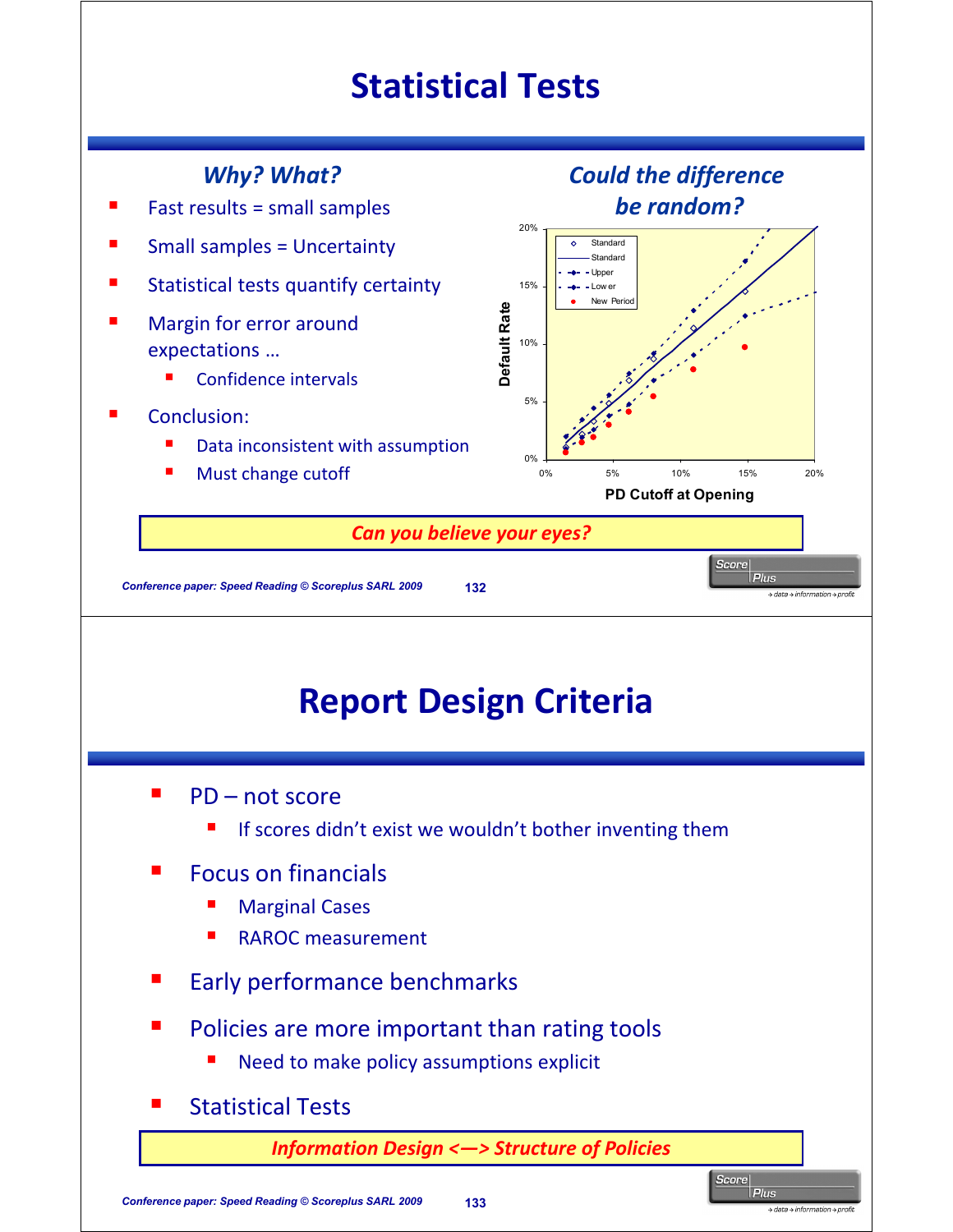# Statistical Tests

### *Why? What?*

- Fast results = small samples
- Small samples = Uncertainty
- Statistical tests quantify certainty
- Margin for error around expectations …
  - Confidence intervals
- Conclusion:
  - Data inconsistent with assumption
  - Must change cutoff

### *Could the difference be random?*

*Can you believe your eyes?*

# Report Design Criteria

- PD – not score
  - If scores didn't exist we wouldn't bother inventing them
- Focus on financials
  - Marginal Cases
  - RAROC measurement
- Early performance benchmarks
- Policies are more important than rating tools
  - Need to make policy assumptions explicit
- Statistical Tests

*Information Design <—> Structure of Policies*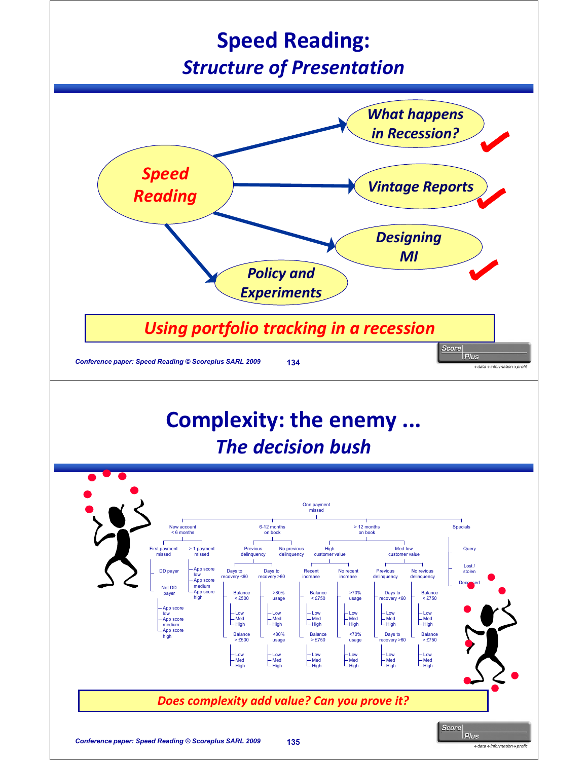# Speed Reading:
## *Structure of Presentation*

- **Speed Reading**
  - What happens in Recession? ✔
  - Vintage Reports ✔
  - Designing MI ✔
  - Policy and Experiments

***Using portfolio tracking in a recession***

# Complexity: the enemy ...
## *The decision bush*

- One payment missed
  - New account < 6 months
    - First payment missed
      - DD payer
      - Not DD payer
        - App score low
        - App score medium
        - App score high
    - > 1 payment missed
      - App score low
      - App score medium
      - App score high
  - 6-12 months on book
    - Previous delinquency
      - Days to recovery <60
        - Balance < £500
          - Low / Med / High
        - Balance > £500
          - Low / Med / High
    - No previous delinquency
      - Days to recovery >60
        - >80% usage
          - Low / Med / High
        - <80% usage
          - Low / Med / High
  - > 12 months on book
    - High customer value
      - Recent increase
        - Balance < £750
          - Low / Med / High
        - Balance > £750
          - Low / Med / High
      - No recent increase
        - >70% usage
          - Low / Med / High
        - <70% usage
          - Low / Med / High
    - Med-low customer value
      - Previous delinquency
        - Days to recovery <60
          - Low / Med / High
        - Days to recovery >60
          - Low / Med / High
      - No revious delinquency
        - Balance < £750
          - Low / Med / High
        - Balance > £750
          - Low / Med / High
  - Specials
    - Query
    - Lost / stolen
    - Deceased

***Does complexity add value? Can you prove it?***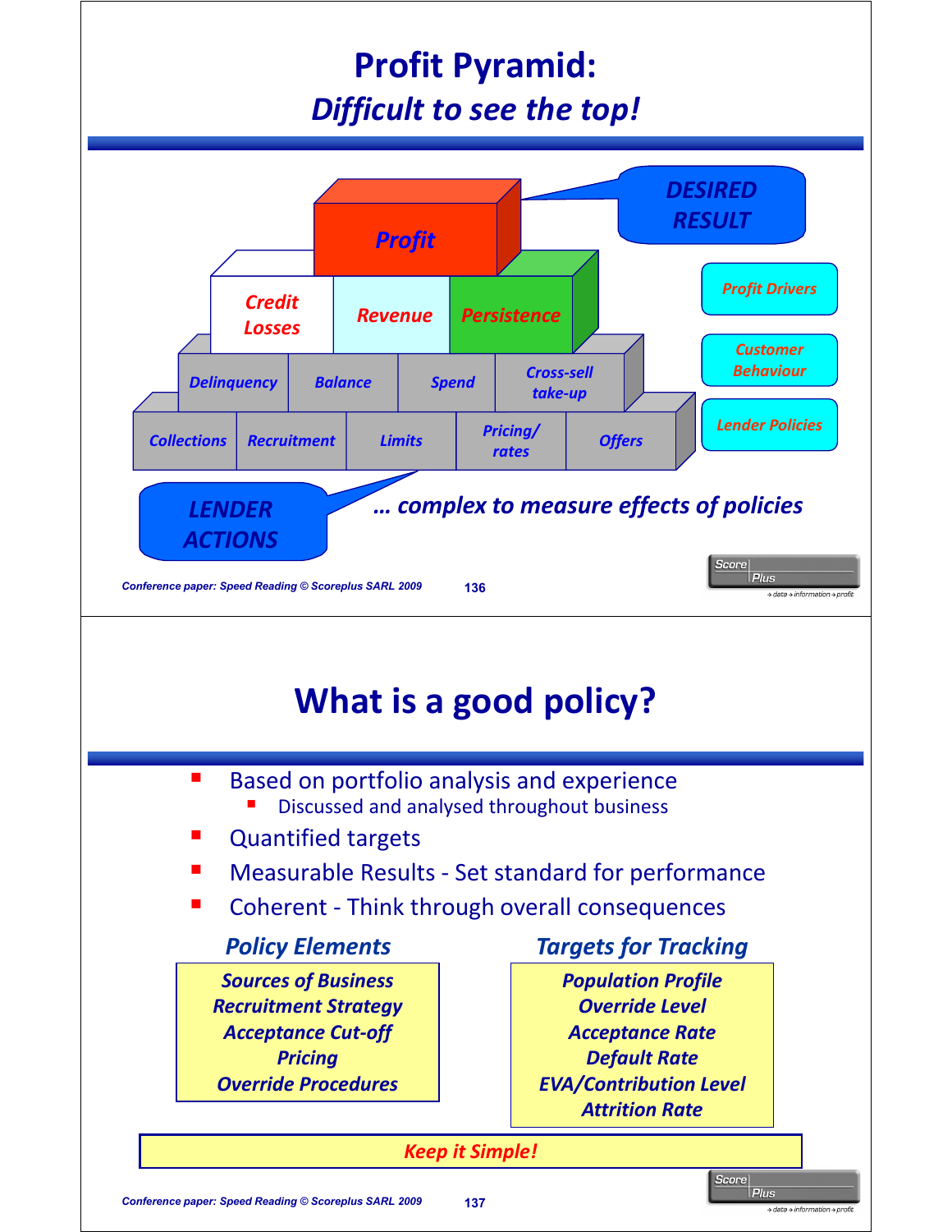# Profit Pyramid:
## *Difficult to see the top!*

*Profit* — DESIRED RESULT

*Credit Losses* | *Revenue* | *Persistence* — Profit Drivers

*Delinquency* | *Balance* | *Spend* | *Cross-sell take-up* — Customer Behaviour

*Collections* | *Recruitment* | *Limits* | *Pricing/ rates* | *Offers* — Lender Policies

LENDER ACTIONS

*… complex to measure effects of policies*

Conference paper: Speed Reading © Scoreplus SARL 2009

# What is a good policy?

- Based on portfolio analysis and experience
  - Discussed and analysed throughout business
- Quantified targets
- Measurable Results - Set standard for performance
- Coherent - Think through overall consequences

| *Policy Elements* | *Targets for Tracking* |
|---|---|
| *Sources of Business* | *Population Profile* |
| *Recruitment Strategy* | *Override Level* |
| *Acceptance Cut-off* | *Acceptance Rate* |
| *Pricing* | *Default Rate* |
| *Override Procedures* | *EVA/Contribution Level* |
| | *Attrition Rate* |

*Keep it Simple!*

Conference paper: Speed Reading © Scoreplus SARL 2009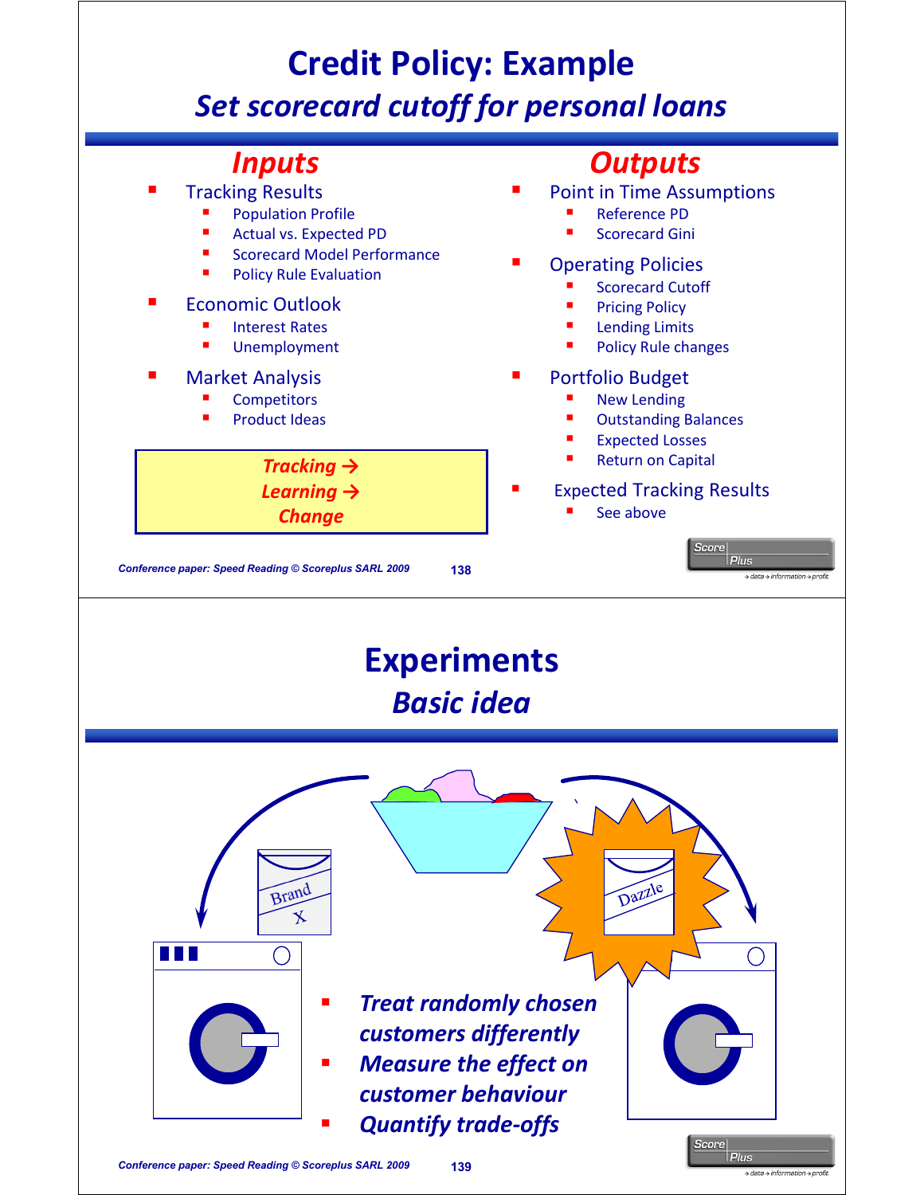# Credit Policy: Example

## *Set scorecard cutoff for personal loans*

### *Inputs*

- Tracking Results
  - Population Profile
  - Actual vs. Expected PD
  - Scorecard Model Performance
  - Policy Rule Evaluation
- Economic Outlook
  - Interest Rates
  - Unemployment
- Market Analysis
  - Competitors
  - Product Ideas

*Tracking →*
*Learning →*
*Change*

### *Outputs*

- Point in Time Assumptions
  - Reference PD
  - Scorecard Gini
- Operating Policies
  - Scorecard Cutoff
  - Pricing Policy
  - Lending Limits
  - Policy Rule changes
- Portfolio Budget
  - New Lending
  - Outstanding Balances
  - Expected Losses
  - Return on Capital
- Expected Tracking Results
  - See above

# Experiments

## *Basic idea*

Brand X

Dazzle

- *Treat randomly chosen customers differently*
- *Measure the effect on customer behaviour*
- *Quantify trade-offs*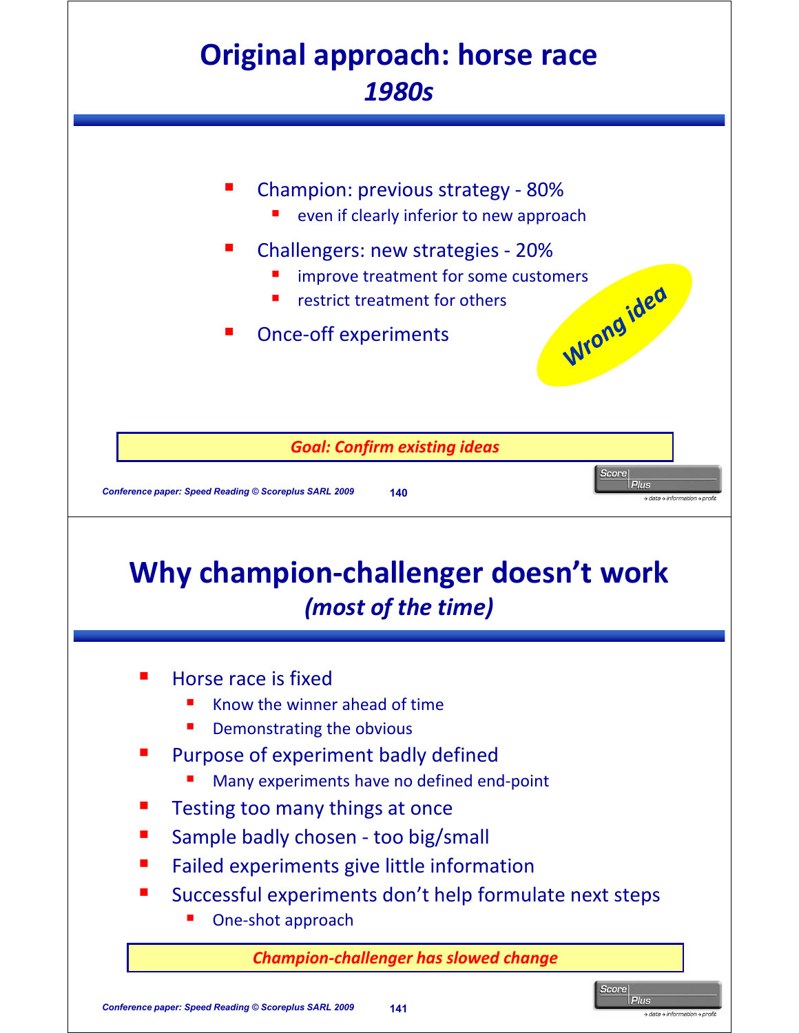# Original approach: horse race

## *1980s*

- Champion: previous strategy - 80%
  - even if clearly inferior to new approach
- Challengers: new strategies - 20%
  - improve treatment for some customers
  - restrict treatment for others
- Once-off experiments

*Wrong idea*

***Goal: Confirm existing ideas***

# Why champion-challenger doesn't work

## *(most of the time)*

- Horse race is fixed
  - Know the winner ahead of time
  - Demonstrating the obvious
- Purpose of experiment badly defined
  - Many experiments have no defined end-point
- Testing too many things at once
- Sample badly chosen - too big/small
- Failed experiments give little information
- Successful experiments don't help formulate next steps
  - One-shot approach

***Champion-challenger has slowed change***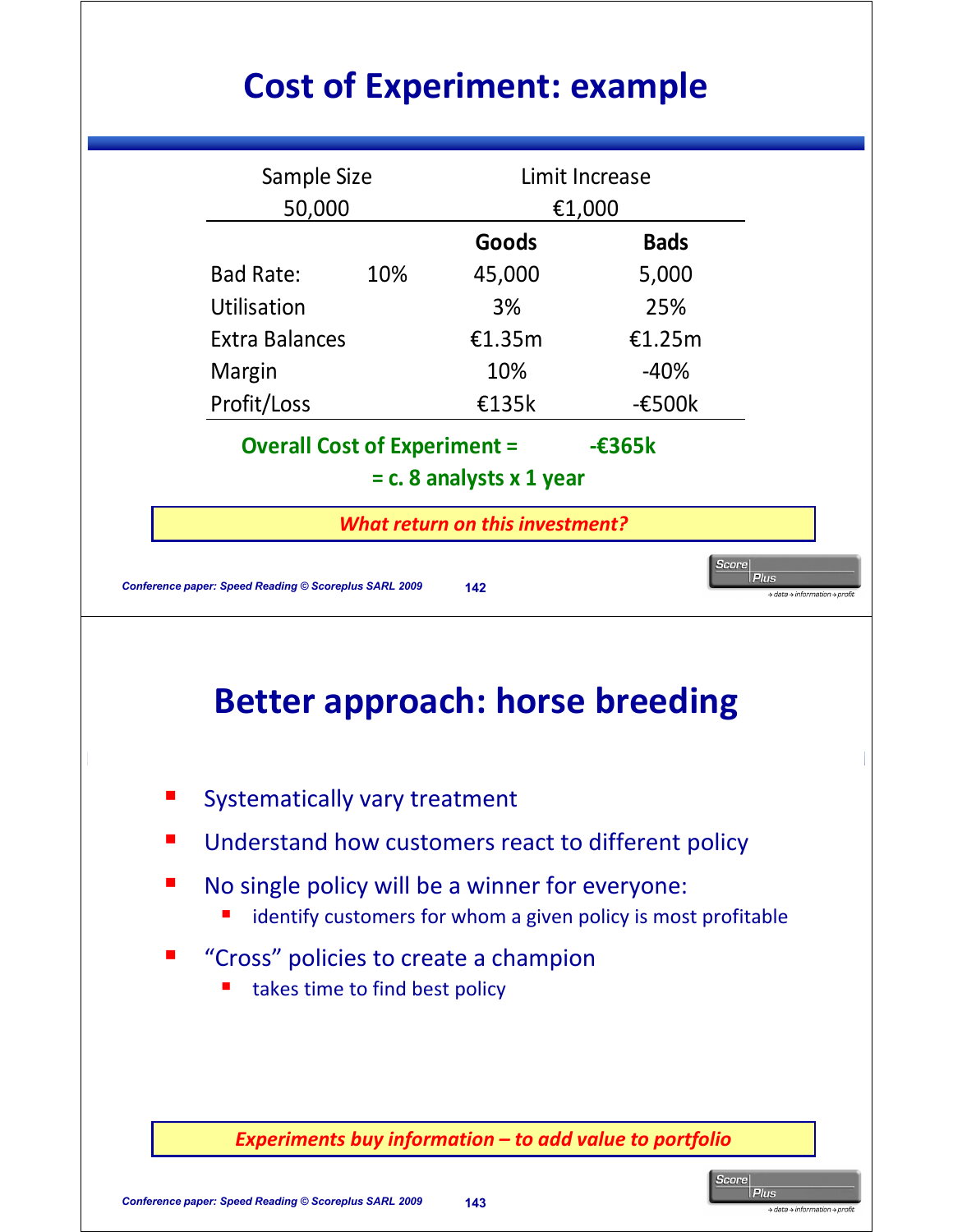# Cost of Experiment: example

| Sample Size | | Limit Increase | |
|---|---|---|---|
| 50,000 | | €1,000 | |
| | | **Goods** | **Bads** |
| Bad Rate: | 10% | 45,000 | 5,000 |
| Utilisation | | 3% | 25% |
| Extra Balances | | €1.35m | €1.25m |
| Margin | | 10% | -40% |
| Profit/Loss | | €135k | -€500k |

**Overall Cost of Experiment = -€365k**

**= c. 8 analysts x 1 year**

***What return on this investment?***

# Better approach: horse breeding

- Systematically vary treatment
- Understand how customers react to different policy
- No single policy will be a winner for everyone:
  - identify customers for whom a given policy is most profitable
- "Cross" policies to create a champion
  - takes time to find best policy

***Experiments buy information – to add value to portfolio***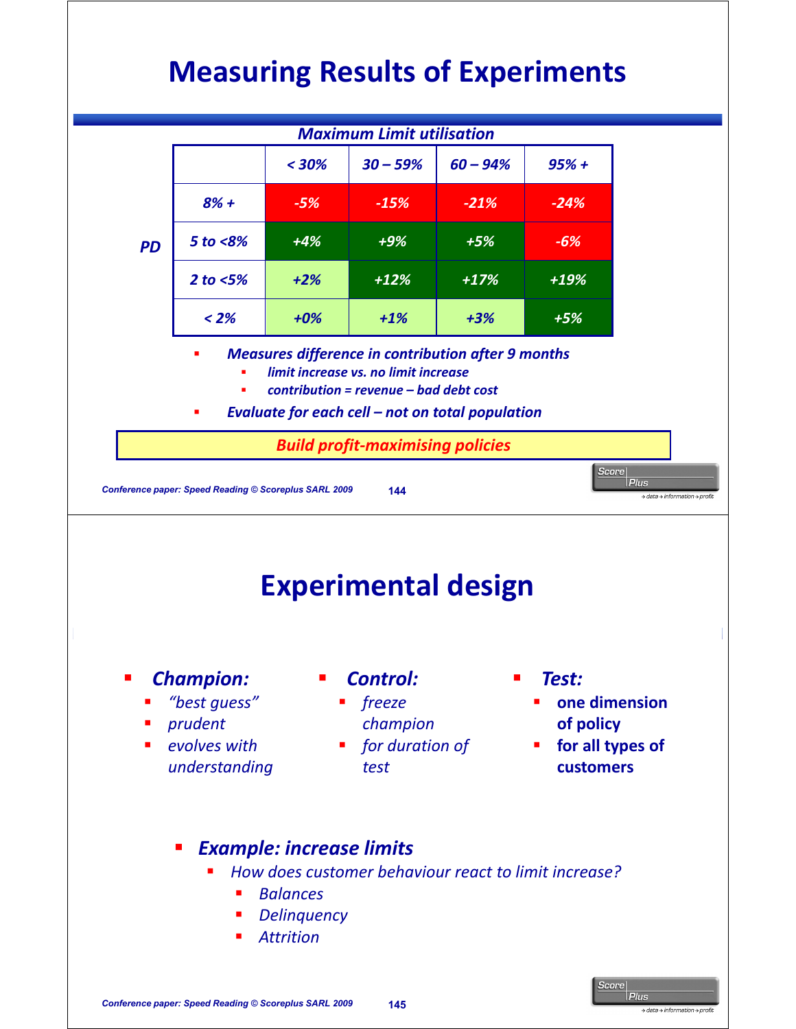# Measuring Results of Experiments

**Maximum Limit utilisation**

| PD | | < 30% | 30 – 59% | 60 – 94% | 95% + |
|---|---|---|---|---|---|
| | 8% + | -5% | -15% | -21% | -24% |
| | 5 to <8% | +4% | +9% | +5% | -6% |
| | 2 to <5% | +2% | +12% | +17% | +19% |
| | < 2% | +0% | +1% | +3% | +5% |

- *Measures difference in contribution after 9 months*
  - *limit increase vs. no limit increase*
  - *contribution = revenue – bad debt cost*
- *Evaluate for each cell – not on total population*

**Build profit-maximising policies**

# Experimental design

- ***Champion:***
  - *"best guess"*
  - *prudent*
  - *evolves with understanding*
- ***Control:***
  - *freeze champion*
  - *for duration of test*
- ***Test:***
  - **one dimension of policy**
  - **for all types of customers**

- ***Example: increase limits***
  - *How does customer behaviour react to limit increase?*
    - *Balances*
    - *Delinquency*
    - *Attrition*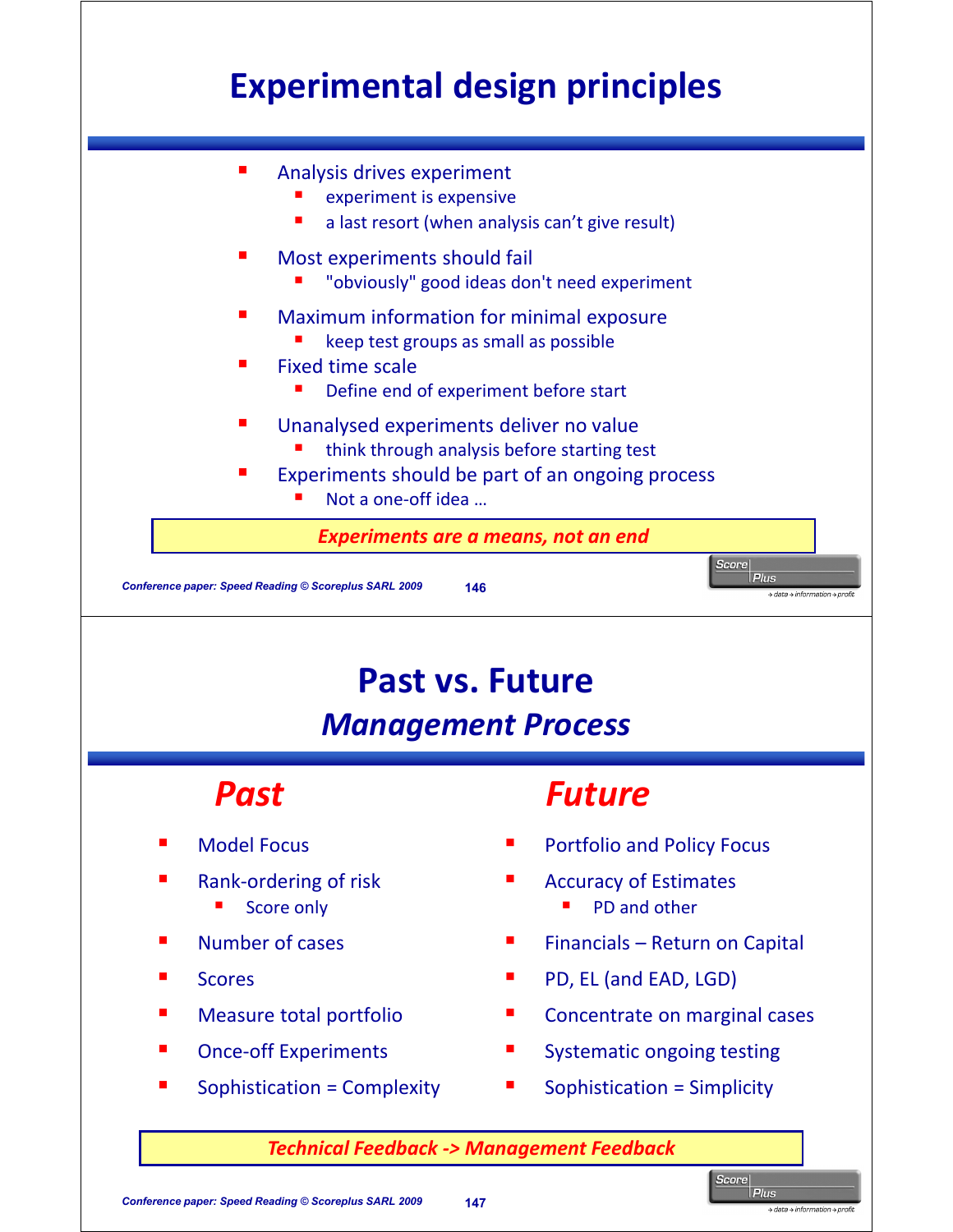# Experimental design principles

- Analysis drives experiment
  - experiment is expensive
  - a last resort (when analysis can't give result)
- Most experiments should fail
  - "obviously" good ideas don't need experiment
- Maximum information for minimal exposure
  - keep test groups as small as possible
- Fixed time scale
  - Define end of experiment before start
- Unanalysed experiments deliver no value
  - think through analysis before starting test
- Experiments should be part of an ongoing process
  - Not a one-off idea …

***Experiments are a means, not an end***

# Past vs. Future

## *Management Process*

### *Past*

- Model Focus
- Rank-ordering of risk
  - Score only
- Number of cases
- Scores
- Measure total portfolio
- Once-off Experiments
- Sophistication = Complexity

### *Future*

- Portfolio and Policy Focus
- Accuracy of Estimates
  - PD and other
- Financials – Return on Capital
- PD, EL (and EAD, LGD)
- Concentrate on marginal cases
- Systematic ongoing testing
- Sophistication = Simplicity

***Technical Feedback -> Management Feedback***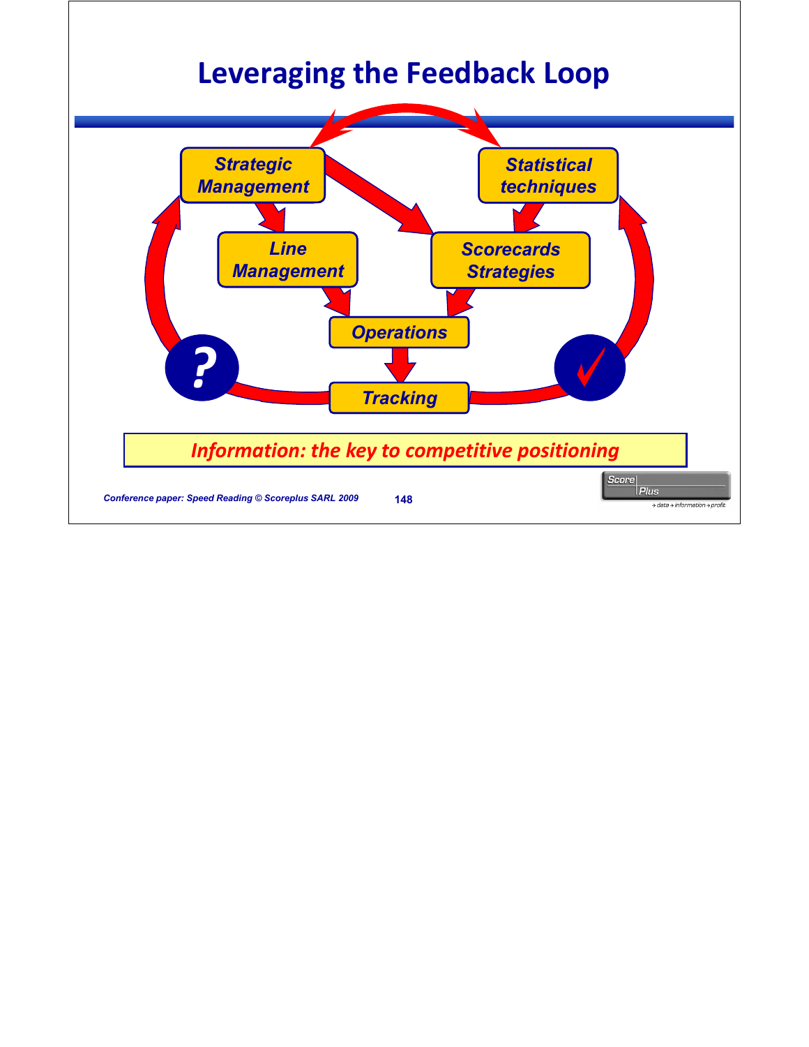# Leveraging the Feedback Loop

Strategic Management

Statistical techniques

Line Management

Scorecards Strategies

Operations

?

✓

Tracking

*Information: the key to competitive positioning*